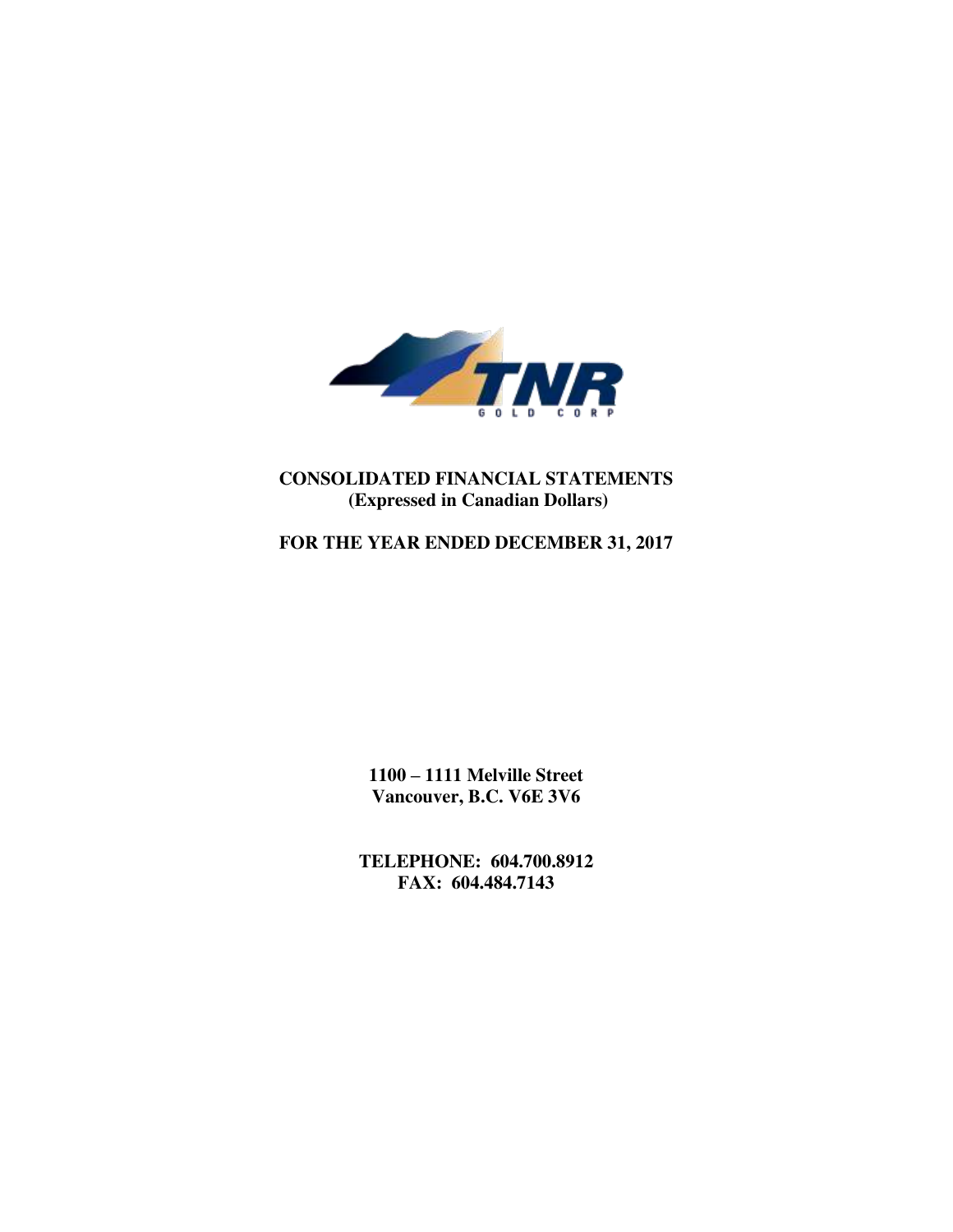TNR

GOLD CORP

**CONSOLIDATED FINANCIAL STATEMENTS**
**(Expressed in Canadian Dollars)**

**FOR THE YEAR ENDED DECEMBER 31, 2017**

**1100 – 1111 Melville Street**
**Vancouver, B.C. V6E 3V6**

**TELEPHONE: 604.700.8912**
**FAX: 604.484.7143**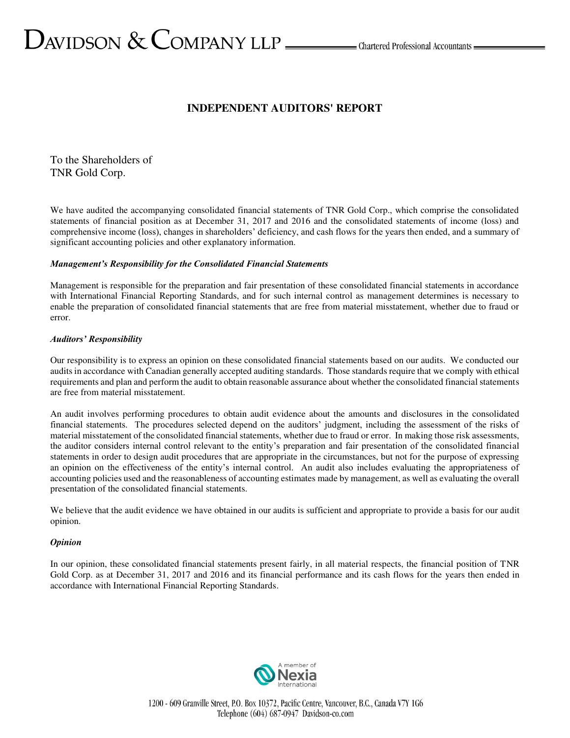# INDEPENDENT AUDITORS' REPORT

To the Shareholders of
TNR Gold Corp.

We have audited the accompanying consolidated financial statements of TNR Gold Corp., which comprise the consolidated statements of financial position as at December 31, 2017 and 2016 and the consolidated statements of income (loss) and comprehensive income (loss), changes in shareholders' deficiency, and cash flows for the years then ended, and a summary of significant accounting policies and other explanatory information.

***Management's Responsibility for the Consolidated Financial Statements***

Management is responsible for the preparation and fair presentation of these consolidated financial statements in accordance with International Financial Reporting Standards, and for such internal control as management determines is necessary to enable the preparation of consolidated financial statements that are free from material misstatement, whether due to fraud or error.

***Auditors' Responsibility***

Our responsibility is to express an opinion on these consolidated financial statements based on our audits. We conducted our audits in accordance with Canadian generally accepted auditing standards. Those standards require that we comply with ethical requirements and plan and perform the audit to obtain reasonable assurance about whether the consolidated financial statements are free from material misstatement.

An audit involves performing procedures to obtain audit evidence about the amounts and disclosures in the consolidated financial statements. The procedures selected depend on the auditors' judgment, including the assessment of the risks of material misstatement of the consolidated financial statements, whether due to fraud or error. In making those risk assessments, the auditor considers internal control relevant to the entity's preparation and fair presentation of the consolidated financial statements in order to design audit procedures that are appropriate in the circumstances, but not for the purpose of expressing an opinion on the effectiveness of the entity's internal control. An audit also includes evaluating the appropriateness of accounting policies used and the reasonableness of accounting estimates made by management, as well as evaluating the overall presentation of the consolidated financial statements.

We believe that the audit evidence we have obtained in our audits is sufficient and appropriate to provide a basis for our audit opinion.

***Opinion***

In our opinion, these consolidated financial statements present fairly, in all material respects, the financial position of TNR Gold Corp. as at December 31, 2017 and 2016 and its financial performance and its cash flows for the years then ended in accordance with International Financial Reporting Standards.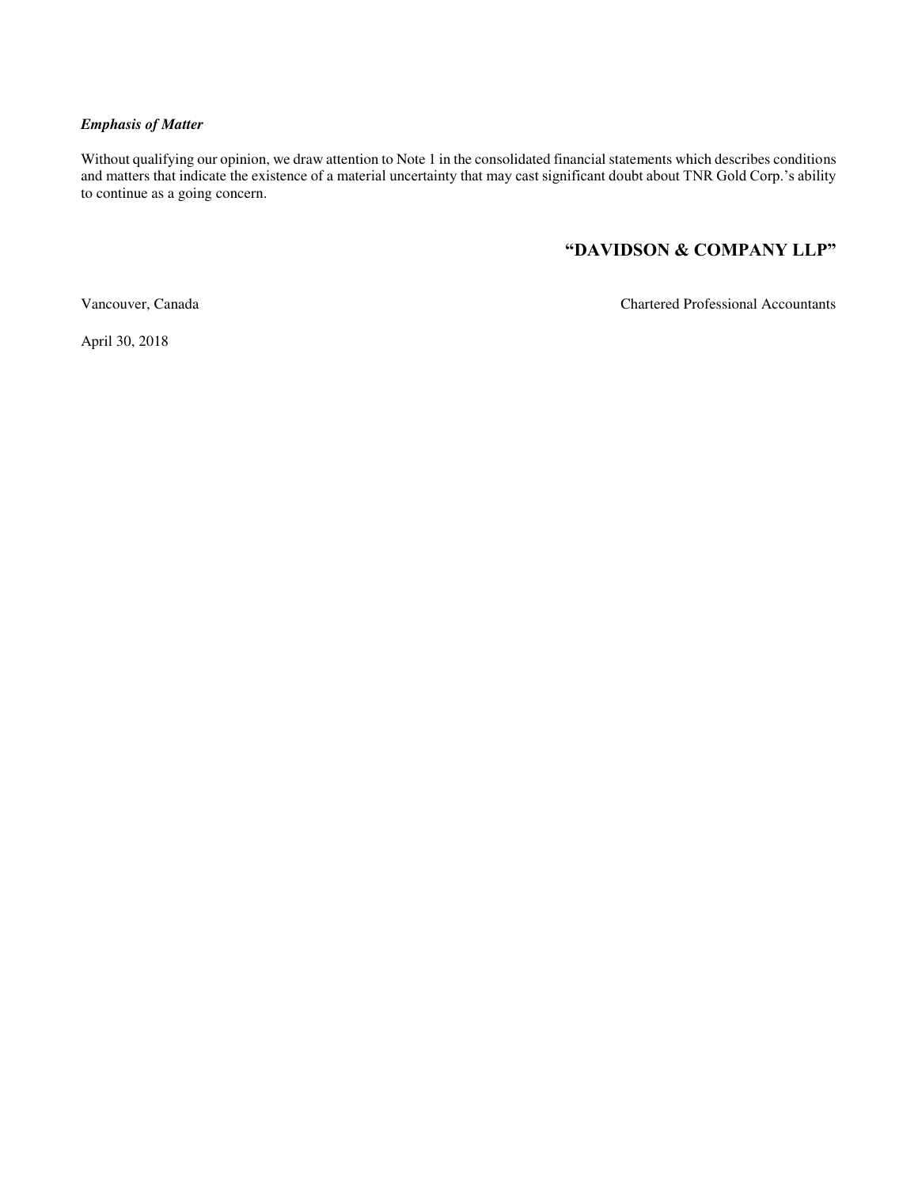***Emphasis of Matter***

Without qualifying our opinion, we draw attention to Note 1 in the consolidated financial statements which describes conditions and matters that indicate the existence of a material uncertainty that may cast significant doubt about TNR Gold Corp.'s ability to continue as a going concern.

**"DAVIDSON & COMPANY LLP"**

Vancouver, Canada

Chartered Professional Accountants

April 30, 2018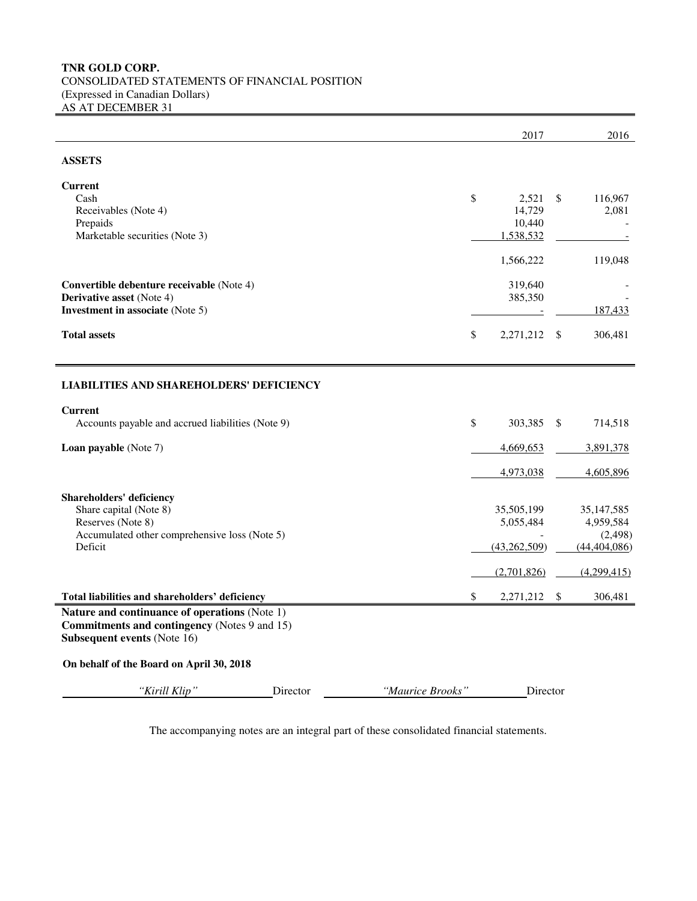**TNR GOLD CORP.**
CONSOLIDATED STATEMENTS OF FINANCIAL POSITION
(Expressed in Canadian Dollars)
AS AT DECEMBER 31

| | 2017 | 2016 |
|---|---|---|
| **ASSETS** | | |
| **Current** | | |
| Cash | $ 2,521 | $ 116,967 |
| Receivables (Note 4) | 14,729 | 2,081 |
| Prepaids | 10,440 | - |
| Marketable securities (Note 3) | 1,538,532 | - |
| | 1,566,222 | 119,048 |
| **Convertible debenture receivable** (Note 4) | 319,640 | - |
| **Derivative asset** (Note 4) | 385,350 | - |
| **Investment in associate** (Note 5) | - | 187,433 |
| **Total assets** | $ 2,271,212 | $ 306,481 |
| **LIABILITIES AND SHAREHOLDERS' DEFICIENCY** | | |
| **Current** | | |
| Accounts payable and accrued liabilities (Note 9) | $ 303,385 | $ 714,518 |
| **Loan payable** (Note 7) | 4,669,653 | 3,891,378 |
| | 4,973,038 | 4,605,896 |
| **Shareholders' deficiency** | | |
| Share capital (Note 8) | 35,505,199 | 35,147,585 |
| Reserves (Note 8) | 5,055,484 | 4,959,584 |
| Accumulated other comprehensive loss (Note 5) | - | (2,498) |
| Deficit | (43,262,509) | (44,404,086) |
| | (2,701,826) | (4,299,415) |
| **Total liabilities and shareholders' deficiency** | $ 2,271,212 | $ 306,481 |

**Nature and continuance of operations** (Note 1)
**Commitments and contingency** (Notes 9 and 15)
**Subsequent events** (Note 16)

**On behalf of the Board on April 30, 2018**

*"Kirill Klip"* Director *"Maurice Brooks"* Director

The accompanying notes are an integral part of these consolidated financial statements.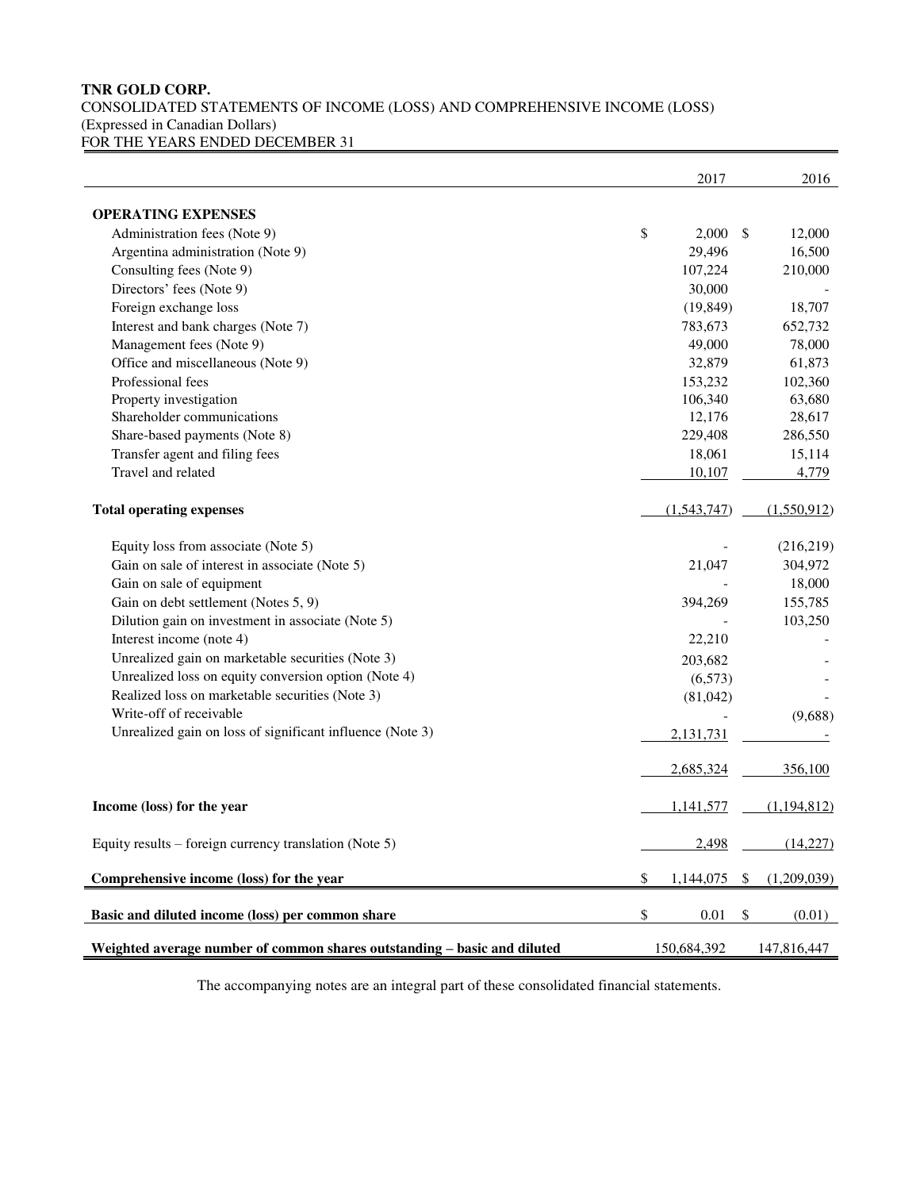**TNR GOLD CORP.**
CONSOLIDATED STATEMENTS OF INCOME (LOSS) AND COMPREHENSIVE INCOME (LOSS)
(Expressed in Canadian Dollars)
FOR THE YEARS ENDED DECEMBER 31

| | 2017 | 2016 |
|---|---|---|
| **OPERATING EXPENSES** | | |
| Administration fees (Note 9) | $ 2,000 | $ 12,000 |
| Argentina administration (Note 9) | 29,496 | 16,500 |
| Consulting fees (Note 9) | 107,224 | 210,000 |
| Directors' fees (Note 9) | 30,000 | - |
| Foreign exchange loss | (19,849) | 18,707 |
| Interest and bank charges (Note 7) | 783,673 | 652,732 |
| Management fees (Note 9) | 49,000 | 78,000 |
| Office and miscellaneous (Note 9) | 32,879 | 61,873 |
| Professional fees | 153,232 | 102,360 |
| Property investigation | 106,340 | 63,680 |
| Shareholder communications | 12,176 | 28,617 |
| Share-based payments (Note 8) | 229,408 | 286,550 |
| Transfer agent and filing fees | 18,061 | 15,114 |
| Travel and related | 10,107 | 4,779 |
| **Total operating expenses** | (1,543,747) | (1,550,912) |
| Equity loss from associate (Note 5) | - | (216,219) |
| Gain on sale of interest in associate (Note 5) | 21,047 | 304,972 |
| Gain on sale of equipment | - | 18,000 |
| Gain on debt settlement (Notes 5, 9) | 394,269 | 155,785 |
| Dilution gain on investment in associate (Note 5) | - | 103,250 |
| Interest income (note 4) | 22,210 | - |
| Unrealized gain on marketable securities (Note 3) | 203,682 | - |
| Unrealized loss on equity conversion option (Note 4) | (6,573) | - |
| Realized loss on marketable securities (Note 3) | (81,042) | - |
| Write-off of receivable | - | (9,688) |
| Unrealized gain on loss of significant influence (Note 3) | 2,131,731 | - |
| | 2,685,324 | 356,100 |
| **Income (loss) for the year** | 1,141,577 | (1,194,812) |
| Equity results – foreign currency translation (Note 5) | 2,498 | (14,227) |
| **Comprehensive income (loss) for the year** | $ 1,144,075 | $ (1,209,039) |
| **Basic and diluted income (loss) per common share** | $ 0.01 | $ (0.01) |
| **Weighted average number of common shares outstanding – basic and diluted** | 150,684,392 | 147,816,447 |

The accompanying notes are an integral part of these consolidated financial statements.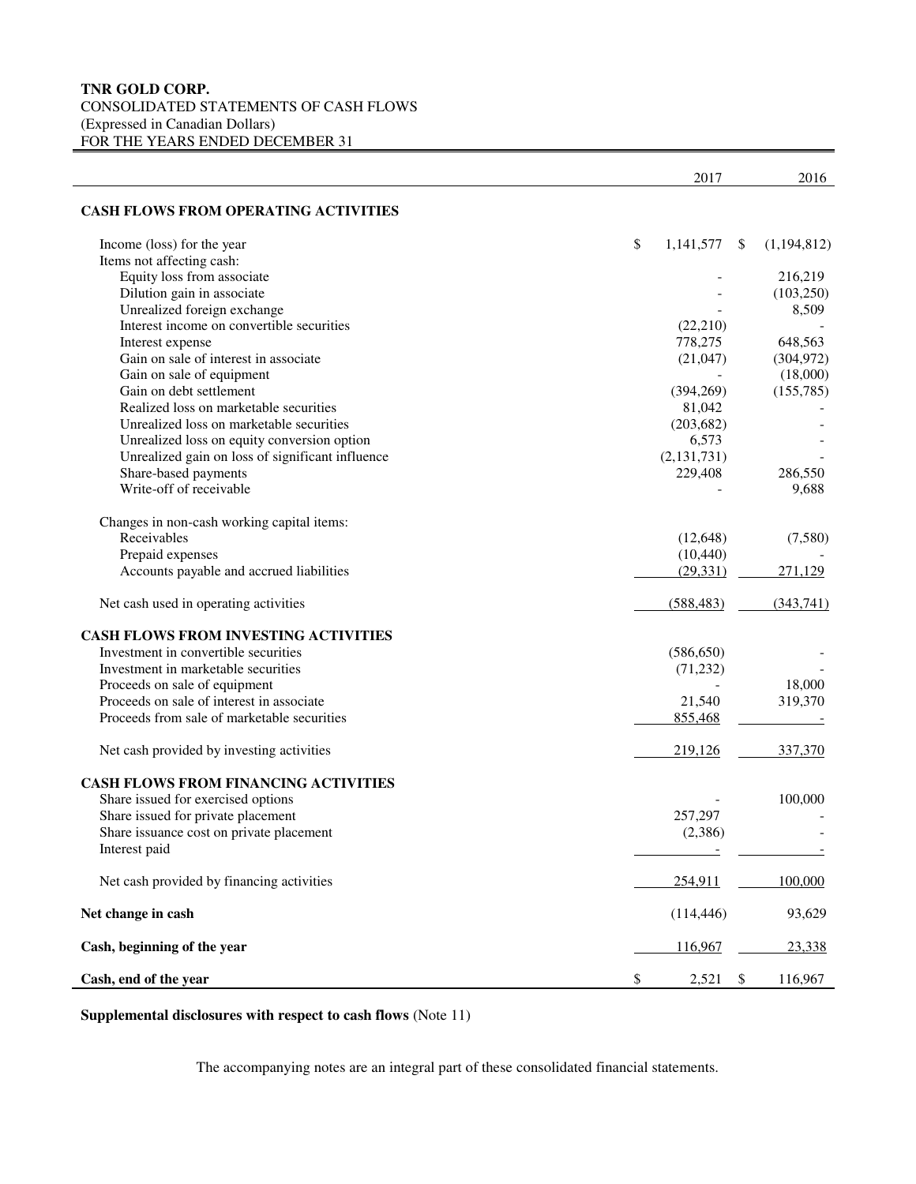**TNR GOLD CORP.**
CONSOLIDATED STATEMENTS OF CASH FLOWS
(Expressed in Canadian Dollars)
FOR THE YEARS ENDED DECEMBER 31

| | 2017 | 2016 |
|---|---|---|
| **CASH FLOWS FROM OPERATING ACTIVITIES** | | |
| Income (loss) for the year | $ 1,141,577 | $ (1,194,812) |
| Items not affecting cash: | | |
| Equity loss from associate | - | 216,219 |
| Dilution gain in associate | - | (103,250) |
| Unrealized foreign exchange | - | 8,509 |
| Interest income on convertible securities | (22,210) | - |
| Interest expense | 778,275 | 648,563 |
| Gain on sale of interest in associate | (21,047) | (304,972) |
| Gain on sale of equipment | - | (18,000) |
| Gain on debt settlement | (394,269) | (155,785) |
| Realized loss on marketable securities | 81,042 | - |
| Unrealized loss on marketable securities | (203,682) | - |
| Unrealized loss on equity conversion option | 6,573 | - |
| Unrealized gain on loss of significant influence | (2,131,731) | - |
| Share-based payments | 229,408 | 286,550 |
| Write-off of receivable | - | 9,688 |
| Changes in non-cash working capital items: | | |
| Receivables | (12,648) | (7,580) |
| Prepaid expenses | (10,440) | - |
| Accounts payable and accrued liabilities | (29,331) | 271,129 |
| Net cash used in operating activities | (588,483) | (343,741) |
| **CASH FLOWS FROM INVESTING ACTIVITIES** | | |
| Investment in convertible securities | (586,650) | - |
| Investment in marketable securities | (71,232) | - |
| Proceeds on sale of equipment | - | 18,000 |
| Proceeds on sale of interest in associate | 21,540 | 319,370 |
| Proceeds from sale of marketable securities | 855,468 | - |
| Net cash provided by investing activities | 219,126 | 337,370 |
| **CASH FLOWS FROM FINANCING ACTIVITIES** | | |
| Share issued for exercised options | - | 100,000 |
| Share issued for private placement | 257,297 | - |
| Share issuance cost on private placement | (2,386) | - |
| Interest paid | - | - |
| Net cash provided by financing activities | 254,911 | 100,000 |
| **Net change in cash** | (114,446) | 93,629 |
| **Cash, beginning of the year** | 116,967 | 23,338 |
| **Cash, end of the year** | $ 2,521 | $ 116,967 |

**Supplemental disclosures with respect to cash flows** (Note 11)

The accompanying notes are an integral part of these consolidated financial statements.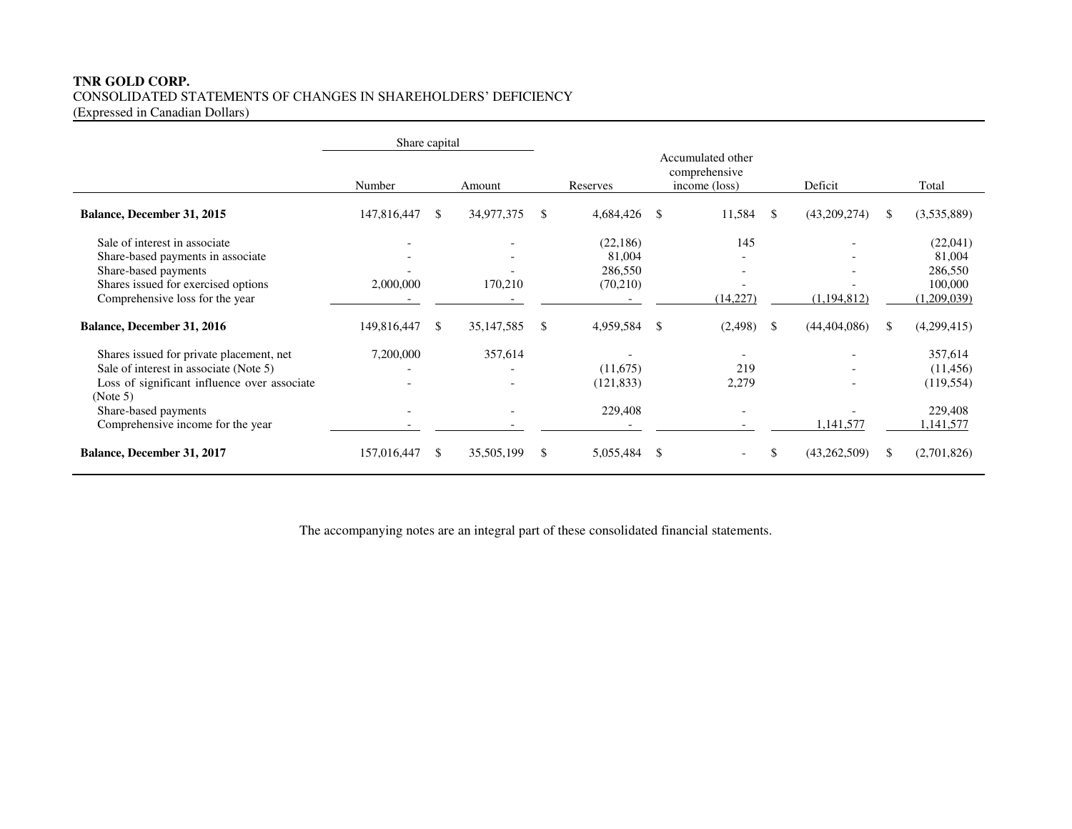**TNR GOLD CORP.**
CONSOLIDATED STATEMENTS OF CHANGES IN SHAREHOLDERS' DEFICIENCY
(Expressed in Canadian Dollars)

| | Share capital | | | | | |
|---|---|---|---|---|---|---|
| | Number | Amount | Reserves | Accumulated other comprehensive income (loss) | Deficit | Total |
| **Balance, December 31, 2015** | 147,816,447 | $ 34,977,375 | $ 4,684,426 | $ 11,584 | $ (43,209,274) | $ (3,535,889) |
| Sale of interest in associate | - | - | (22,186) | 145 | - | (22,041) |
| Share-based payments in associate | - | - | 81,004 | - | - | 81,004 |
| Share-based payments | - | - | 286,550 | - | - | 286,550 |
| Shares issued for exercised options | 2,000,000 | 170,210 | (70,210) | - | - | 100,000 |
| Comprehensive loss for the year | - | - | - | (14,227) | (1,194,812) | (1,209,039) |
| **Balance, December 31, 2016** | 149,816,447 | $ 35,147,585 | $ 4,959,584 | $ (2,498) | $ (44,404,086) | $ (4,299,415) |
| Shares issued for private placement, net | 7,200,000 | 357,614 | - | - | - | 357,614 |
| Sale of interest in associate (Note 5) | - | - | (11,675) | 219 | - | (11,456) |
| Loss of significant influence over associate (Note 5) | - | - | (121,833) | 2,279 | - | (119,554) |
| Share-based payments | - | - | 229,408 | - | - | 229,408 |
| Comprehensive income for the year | - | - | - | - | 1,141,577 | 1,141,577 |
| **Balance, December 31, 2017** | 157,016,447 | $ 35,505,199 | $ 5,055,484 | $ - | $ (43,262,509) | $ (2,701,826) |

The accompanying notes are an integral part of these consolidated financial statements.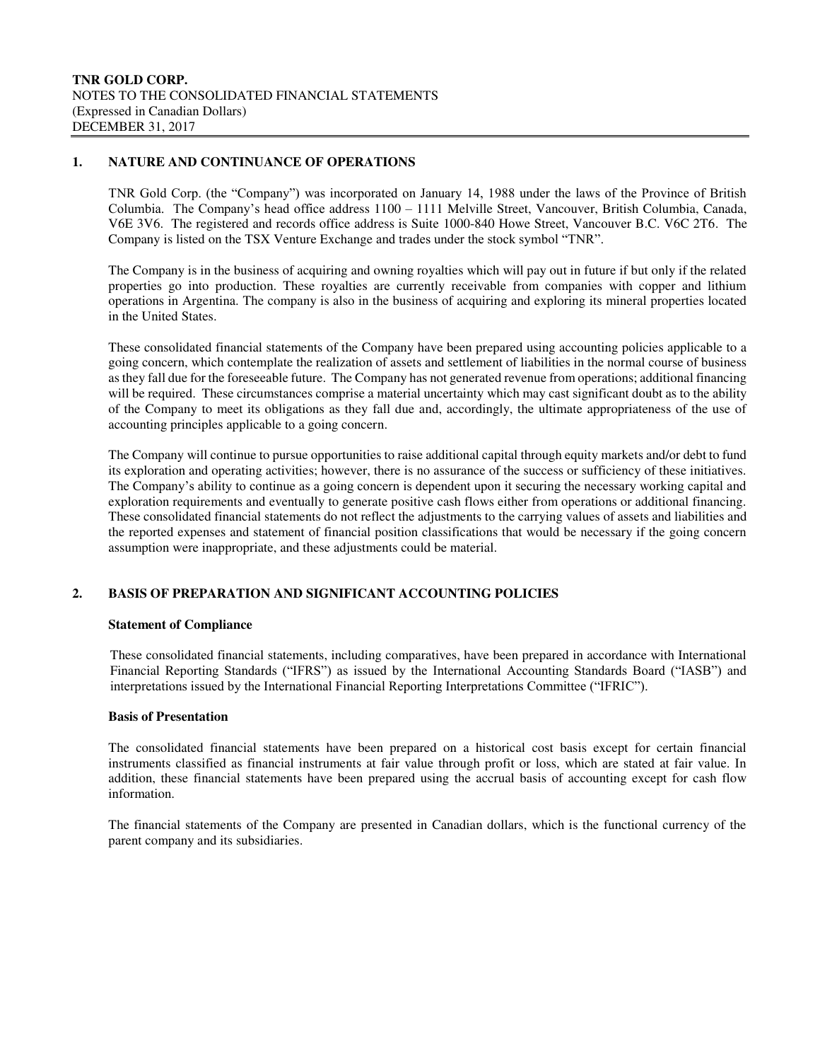**TNR GOLD CORP.**
NOTES TO THE CONSOLIDATED FINANCIAL STATEMENTS
(Expressed in Canadian Dollars)
DECEMBER 31, 2017

## 1. NATURE AND CONTINUANCE OF OPERATIONS

TNR Gold Corp. (the "Company") was incorporated on January 14, 1988 under the laws of the Province of British Columbia. The Company's head office address 1100 – 1111 Melville Street, Vancouver, British Columbia, Canada, V6E 3V6. The registered and records office address is Suite 1000-840 Howe Street, Vancouver B.C. V6C 2T6. The Company is listed on the TSX Venture Exchange and trades under the stock symbol "TNR".

The Company is in the business of acquiring and owning royalties which will pay out in future if but only if the related properties go into production. These royalties are currently receivable from companies with copper and lithium operations in Argentina. The company is also in the business of acquiring and exploring its mineral properties located in the United States.

These consolidated financial statements of the Company have been prepared using accounting policies applicable to a going concern, which contemplate the realization of assets and settlement of liabilities in the normal course of business as they fall due for the foreseeable future. The Company has not generated revenue from operations; additional financing will be required. These circumstances comprise a material uncertainty which may cast significant doubt as to the ability of the Company to meet its obligations as they fall due and, accordingly, the ultimate appropriateness of the use of accounting principles applicable to a going concern.

The Company will continue to pursue opportunities to raise additional capital through equity markets and/or debt to fund its exploration and operating activities; however, there is no assurance of the success or sufficiency of these initiatives. The Company's ability to continue as a going concern is dependent upon it securing the necessary working capital and exploration requirements and eventually to generate positive cash flows either from operations or additional financing. These consolidated financial statements do not reflect the adjustments to the carrying values of assets and liabilities and the reported expenses and statement of financial position classifications that would be necessary if the going concern assumption were inappropriate, and these adjustments could be material.

## 2. BASIS OF PREPARATION AND SIGNIFICANT ACCOUNTING POLICIES

### Statement of Compliance

These consolidated financial statements, including comparatives, have been prepared in accordance with International Financial Reporting Standards ("IFRS") as issued by the International Accounting Standards Board ("IASB") and interpretations issued by the International Financial Reporting Interpretations Committee ("IFRIC").

### Basis of Presentation

The consolidated financial statements have been prepared on a historical cost basis except for certain financial instruments classified as financial instruments at fair value through profit or loss, which are stated at fair value. In addition, these financial statements have been prepared using the accrual basis of accounting except for cash flow information.

The financial statements of the Company are presented in Canadian dollars, which is the functional currency of the parent company and its subsidiaries.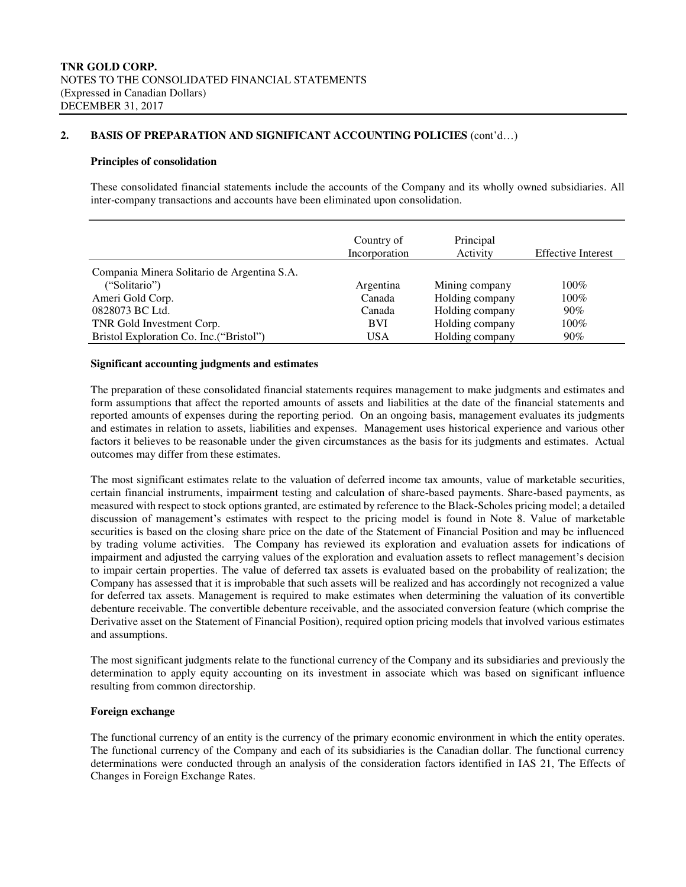## 2. BASIS OF PREPARATION AND SIGNIFICANT ACCOUNTING POLICIES (cont'd…)

### Principles of consolidation

These consolidated financial statements include the accounts of the Company and its wholly owned subsidiaries. All inter-company transactions and accounts have been eliminated upon consolidation.

| | Country of Incorporation | Principal Activity | Effective Interest |
|---|---|---|---|
| Compania Minera Solitario de Argentina S.A. ("Solitario") | Argentina | Mining company | 100% |
| Ameri Gold Corp. | Canada | Holding company | 100% |
| 0828073 BC Ltd. | Canada | Holding company | 90% |
| TNR Gold Investment Corp. | BVI | Holding company | 100% |
| Bristol Exploration Co. Inc.("Bristol") | USA | Holding company | 90% |

### Significant accounting judgments and estimates

The preparation of these consolidated financial statements requires management to make judgments and estimates and form assumptions that affect the reported amounts of assets and liabilities at the date of the financial statements and reported amounts of expenses during the reporting period. On an ongoing basis, management evaluates its judgments and estimates in relation to assets, liabilities and expenses. Management uses historical experience and various other factors it believes to be reasonable under the given circumstances as the basis for its judgments and estimates. Actual outcomes may differ from these estimates.

The most significant estimates relate to the valuation of deferred income tax amounts, value of marketable securities, certain financial instruments, impairment testing and calculation of share-based payments. Share-based payments, as measured with respect to stock options granted, are estimated by reference to the Black-Scholes pricing model; a detailed discussion of management's estimates with respect to the pricing model is found in Note 8. Value of marketable securities is based on the closing share price on the date of the Statement of Financial Position and may be influenced by trading volume activities. The Company has reviewed its exploration and evaluation assets for indications of impairment and adjusted the carrying values of the exploration and evaluation assets to reflect management's decision to impair certain properties. The value of deferred tax assets is evaluated based on the probability of realization; the Company has assessed that it is improbable that such assets will be realized and has accordingly not recognized a value for deferred tax assets. Management is required to make estimates when determining the valuation of its convertible debenture receivable. The convertible debenture receivable, and the associated conversion feature (which comprise the Derivative asset on the Statement of Financial Position), required option pricing models that involved various estimates and assumptions.

The most significant judgments relate to the functional currency of the Company and its subsidiaries and previously the determination to apply equity accounting on its investment in associate which was based on significant influence resulting from common directorship.

### Foreign exchange

The functional currency of an entity is the currency of the primary economic environment in which the entity operates. The functional currency of the Company and each of its subsidiaries is the Canadian dollar. The functional currency determinations were conducted through an analysis of the consideration factors identified in IAS 21, The Effects of Changes in Foreign Exchange Rates.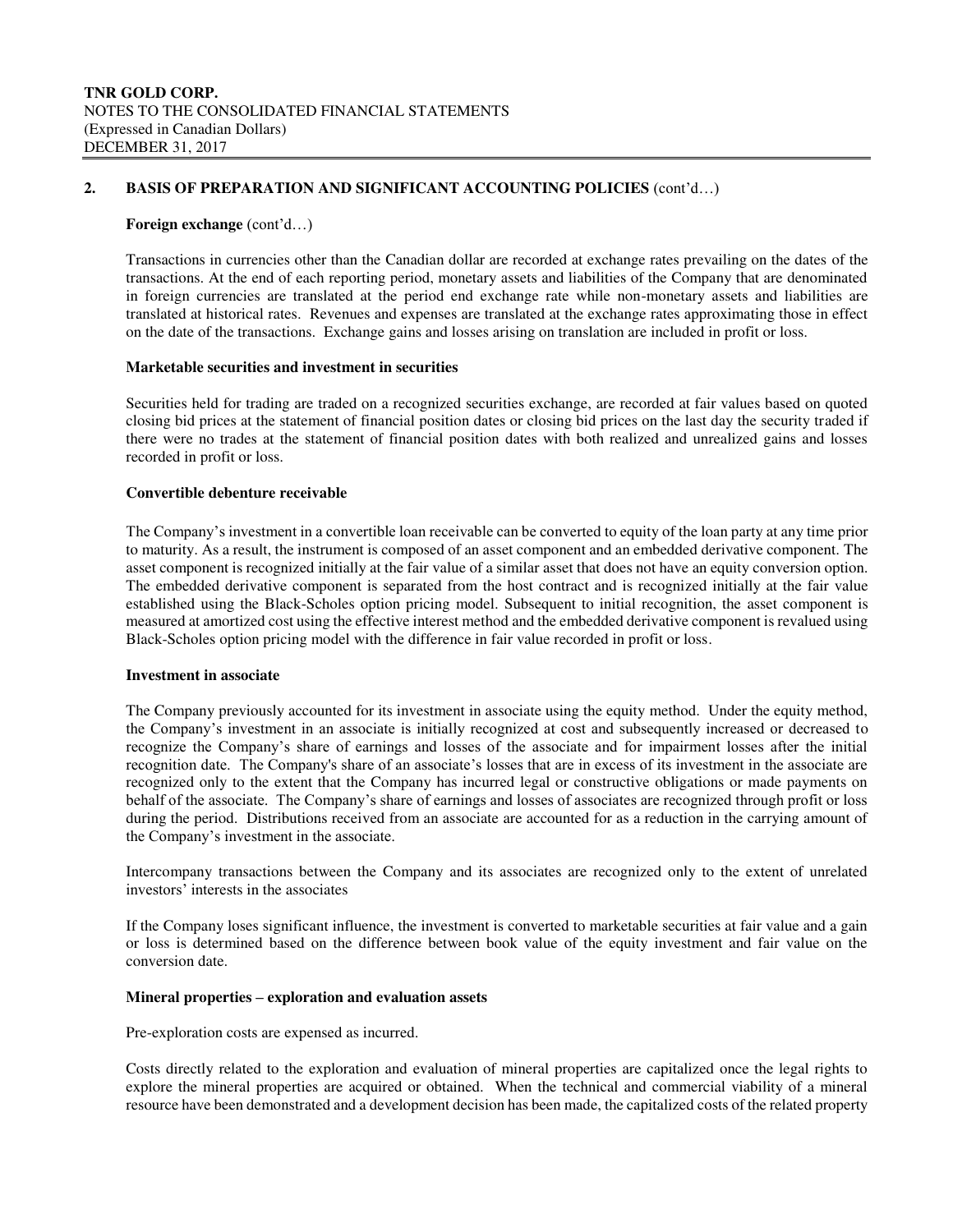## 2. BASIS OF PREPARATION AND SIGNIFICANT ACCOUNTING POLICIES (cont'd…)

**Foreign exchange** (cont'd…)

Transactions in currencies other than the Canadian dollar are recorded at exchange rates prevailing on the dates of the transactions. At the end of each reporting period, monetary assets and liabilities of the Company that are denominated in foreign currencies are translated at the period end exchange rate while non-monetary assets and liabilities are translated at historical rates. Revenues and expenses are translated at the exchange rates approximating those in effect on the date of the transactions. Exchange gains and losses arising on translation are included in profit or loss.

**Marketable securities and investment in securities**

Securities held for trading are traded on a recognized securities exchange, are recorded at fair values based on quoted closing bid prices at the statement of financial position dates or closing bid prices on the last day the security traded if there were no trades at the statement of financial position dates with both realized and unrealized gains and losses recorded in profit or loss.

**Convertible debenture receivable**

The Company's investment in a convertible loan receivable can be converted to equity of the loan party at any time prior to maturity. As a result, the instrument is composed of an asset component and an embedded derivative component. The asset component is recognized initially at the fair value of a similar asset that does not have an equity conversion option. The embedded derivative component is separated from the host contract and is recognized initially at the fair value established using the Black-Scholes option pricing model. Subsequent to initial recognition, the asset component is measured at amortized cost using the effective interest method and the embedded derivative component is revalued using Black-Scholes option pricing model with the difference in fair value recorded in profit or loss.

**Investment in associate**

The Company previously accounted for its investment in associate using the equity method. Under the equity method, the Company's investment in an associate is initially recognized at cost and subsequently increased or decreased to recognize the Company's share of earnings and losses of the associate and for impairment losses after the initial recognition date. The Company's share of an associate's losses that are in excess of its investment in the associate are recognized only to the extent that the Company has incurred legal or constructive obligations or made payments on behalf of the associate. The Company's share of earnings and losses of associates are recognized through profit or loss during the period. Distributions received from an associate are accounted for as a reduction in the carrying amount of the Company's investment in the associate.

Intercompany transactions between the Company and its associates are recognized only to the extent of unrelated investors' interests in the associates

If the Company loses significant influence, the investment is converted to marketable securities at fair value and a gain or loss is determined based on the difference between book value of the equity investment and fair value on the conversion date.

**Mineral properties – exploration and evaluation assets**

Pre-exploration costs are expensed as incurred.

Costs directly related to the exploration and evaluation of mineral properties are capitalized once the legal rights to explore the mineral properties are acquired or obtained. When the technical and commercial viability of a mineral resource have been demonstrated and a development decision has been made, the capitalized costs of the related property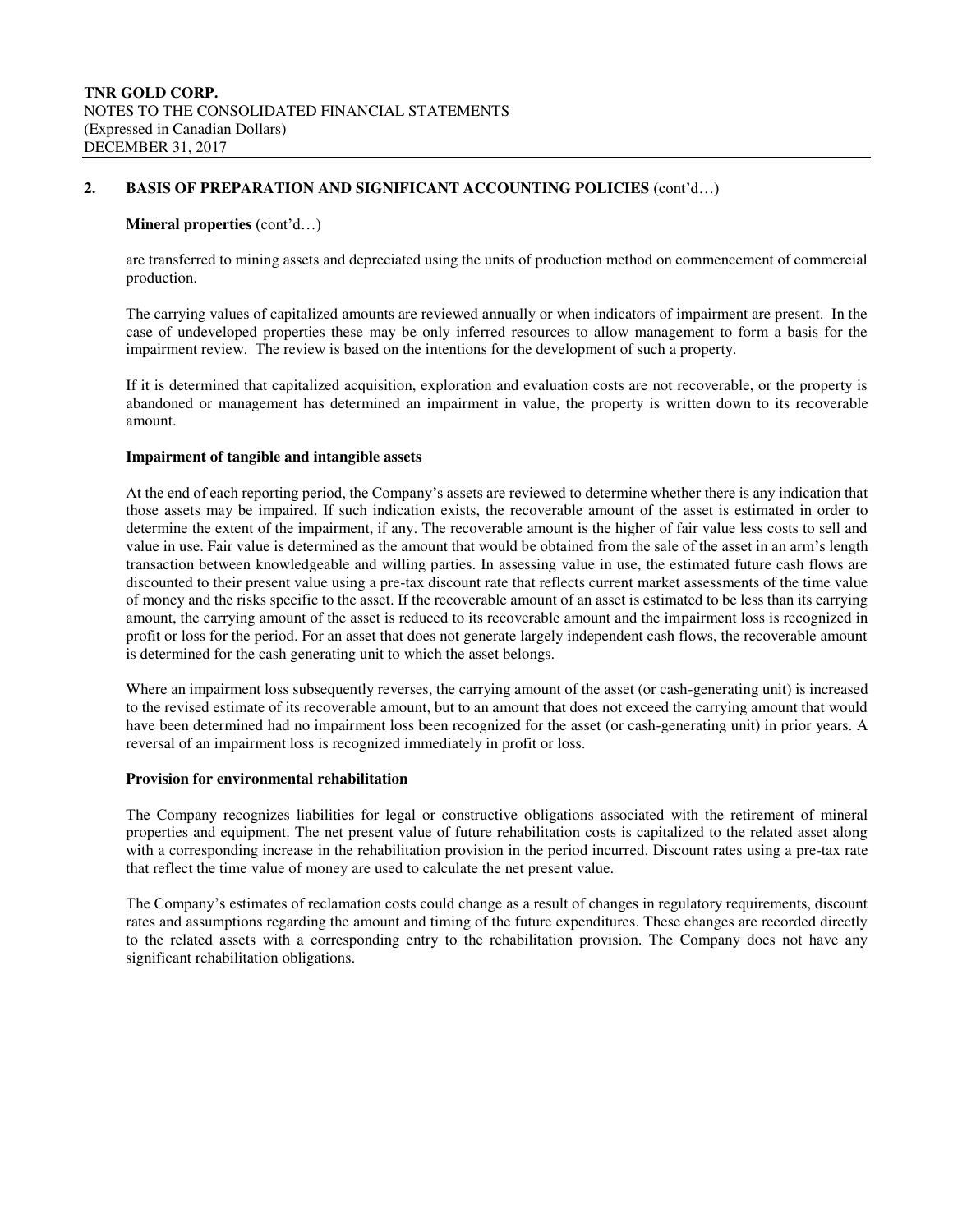## 2. BASIS OF PREPARATION AND SIGNIFICANT ACCOUNTING POLICIES (cont'd…)

**Mineral properties** (cont'd…)

are transferred to mining assets and depreciated using the units of production method on commencement of commercial production.

The carrying values of capitalized amounts are reviewed annually or when indicators of impairment are present. In the case of undeveloped properties these may be only inferred resources to allow management to form a basis for the impairment review. The review is based on the intentions for the development of such a property.

If it is determined that capitalized acquisition, exploration and evaluation costs are not recoverable, or the property is abandoned or management has determined an impairment in value, the property is written down to its recoverable amount.

**Impairment of tangible and intangible assets**

At the end of each reporting period, the Company's assets are reviewed to determine whether there is any indication that those assets may be impaired. If such indication exists, the recoverable amount of the asset is estimated in order to determine the extent of the impairment, if any. The recoverable amount is the higher of fair value less costs to sell and value in use. Fair value is determined as the amount that would be obtained from the sale of the asset in an arm's length transaction between knowledgeable and willing parties. In assessing value in use, the estimated future cash flows are discounted to their present value using a pre-tax discount rate that reflects current market assessments of the time value of money and the risks specific to the asset. If the recoverable amount of an asset is estimated to be less than its carrying amount, the carrying amount of the asset is reduced to its recoverable amount and the impairment loss is recognized in profit or loss for the period. For an asset that does not generate largely independent cash flows, the recoverable amount is determined for the cash generating unit to which the asset belongs.

Where an impairment loss subsequently reverses, the carrying amount of the asset (or cash-generating unit) is increased to the revised estimate of its recoverable amount, but to an amount that does not exceed the carrying amount that would have been determined had no impairment loss been recognized for the asset (or cash-generating unit) in prior years. A reversal of an impairment loss is recognized immediately in profit or loss.

**Provision for environmental rehabilitation**

The Company recognizes liabilities for legal or constructive obligations associated with the retirement of mineral properties and equipment. The net present value of future rehabilitation costs is capitalized to the related asset along with a corresponding increase in the rehabilitation provision in the period incurred. Discount rates using a pre-tax rate that reflect the time value of money are used to calculate the net present value.

The Company's estimates of reclamation costs could change as a result of changes in regulatory requirements, discount rates and assumptions regarding the amount and timing of the future expenditures. These changes are recorded directly to the related assets with a corresponding entry to the rehabilitation provision. The Company does not have any significant rehabilitation obligations.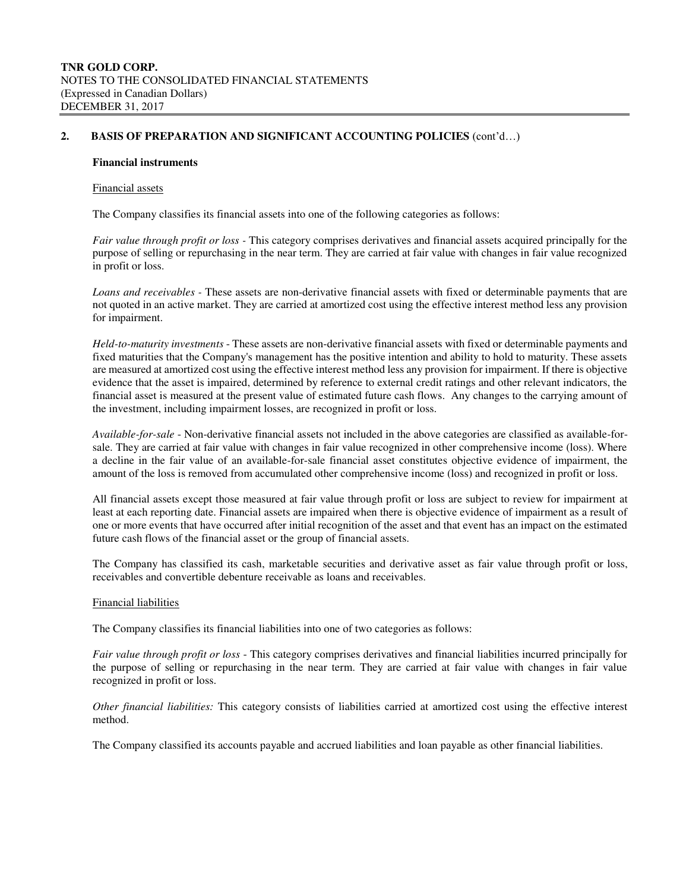## 2. BASIS OF PREPARATION AND SIGNIFICANT ACCOUNTING POLICIES (cont'd…)

**Financial instruments**

Financial assets

The Company classifies its financial assets into one of the following categories as follows:

*Fair value through profit or loss* - This category comprises derivatives and financial assets acquired principally for the purpose of selling or repurchasing in the near term. They are carried at fair value with changes in fair value recognized in profit or loss.

*Loans and receivables* - These assets are non-derivative financial assets with fixed or determinable payments that are not quoted in an active market. They are carried at amortized cost using the effective interest method less any provision for impairment.

*Held-to-maturity investments* - These assets are non-derivative financial assets with fixed or determinable payments and fixed maturities that the Company's management has the positive intention and ability to hold to maturity. These assets are measured at amortized cost using the effective interest method less any provision for impairment. If there is objective evidence that the asset is impaired, determined by reference to external credit ratings and other relevant indicators, the financial asset is measured at the present value of estimated future cash flows. Any changes to the carrying amount of the investment, including impairment losses, are recognized in profit or loss.

*Available-for-sale* - Non-derivative financial assets not included in the above categories are classified as available-for-sale. They are carried at fair value with changes in fair value recognized in other comprehensive income (loss). Where a decline in the fair value of an available-for-sale financial asset constitutes objective evidence of impairment, the amount of the loss is removed from accumulated other comprehensive income (loss) and recognized in profit or loss.

All financial assets except those measured at fair value through profit or loss are subject to review for impairment at least at each reporting date. Financial assets are impaired when there is objective evidence of impairment as a result of one or more events that have occurred after initial recognition of the asset and that event has an impact on the estimated future cash flows of the financial asset or the group of financial assets.

The Company has classified its cash, marketable securities and derivative asset as fair value through profit or loss, receivables and convertible debenture receivable as loans and receivables.

Financial liabilities

The Company classifies its financial liabilities into one of two categories as follows:

*Fair value through profit or loss* - This category comprises derivatives and financial liabilities incurred principally for the purpose of selling or repurchasing in the near term. They are carried at fair value with changes in fair value recognized in profit or loss.

*Other financial liabilities:* This category consists of liabilities carried at amortized cost using the effective interest method.

The Company classified its accounts payable and accrued liabilities and loan payable as other financial liabilities.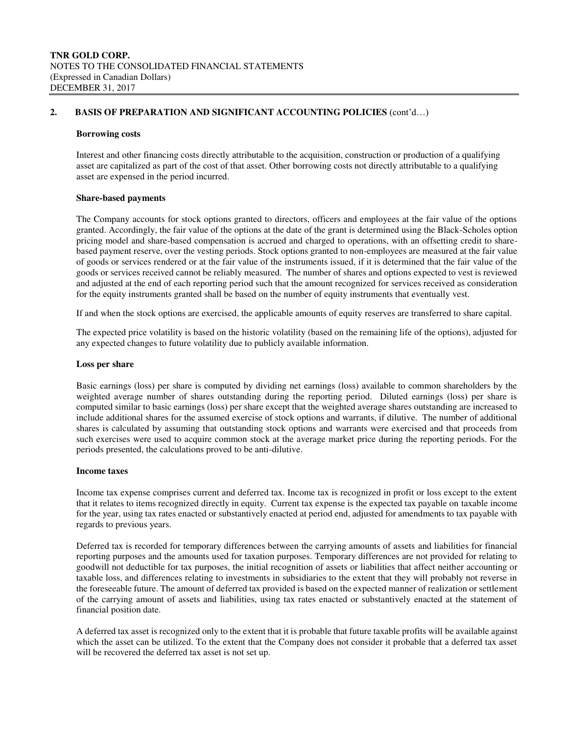## 2. BASIS OF PREPARATION AND SIGNIFICANT ACCOUNTING POLICIES (cont'd…)

**Borrowing costs**

Interest and other financing costs directly attributable to the acquisition, construction or production of a qualifying asset are capitalized as part of the cost of that asset. Other borrowing costs not directly attributable to a qualifying asset are expensed in the period incurred.

**Share-based payments**

The Company accounts for stock options granted to directors, officers and employees at the fair value of the options granted. Accordingly, the fair value of the options at the date of the grant is determined using the Black-Scholes option pricing model and share-based compensation is accrued and charged to operations, with an offsetting credit to share-based payment reserve, over the vesting periods. Stock options granted to non-employees are measured at the fair value of goods or services rendered or at the fair value of the instruments issued, if it is determined that the fair value of the goods or services received cannot be reliably measured. The number of shares and options expected to vest is reviewed and adjusted at the end of each reporting period such that the amount recognized for services received as consideration for the equity instruments granted shall be based on the number of equity instruments that eventually vest.

If and when the stock options are exercised, the applicable amounts of equity reserves are transferred to share capital.

The expected price volatility is based on the historic volatility (based on the remaining life of the options), adjusted for any expected changes to future volatility due to publicly available information.

**Loss per share**

Basic earnings (loss) per share is computed by dividing net earnings (loss) available to common shareholders by the weighted average number of shares outstanding during the reporting period. Diluted earnings (loss) per share is computed similar to basic earnings (loss) per share except that the weighted average shares outstanding are increased to include additional shares for the assumed exercise of stock options and warrants, if dilutive. The number of additional shares is calculated by assuming that outstanding stock options and warrants were exercised and that proceeds from such exercises were used to acquire common stock at the average market price during the reporting periods. For the periods presented, the calculations proved to be anti-dilutive.

**Income taxes**

Income tax expense comprises current and deferred tax. Income tax is recognized in profit or loss except to the extent that it relates to items recognized directly in equity. Current tax expense is the expected tax payable on taxable income for the year, using tax rates enacted or substantively enacted at period end, adjusted for amendments to tax payable with regards to previous years.

Deferred tax is recorded for temporary differences between the carrying amounts of assets and liabilities for financial reporting purposes and the amounts used for taxation purposes. Temporary differences are not provided for relating to goodwill not deductible for tax purposes, the initial recognition of assets or liabilities that affect neither accounting or taxable loss, and differences relating to investments in subsidiaries to the extent that they will probably not reverse in the foreseeable future. The amount of deferred tax provided is based on the expected manner of realization or settlement of the carrying amount of assets and liabilities, using tax rates enacted or substantively enacted at the statement of financial position date.

A deferred tax asset is recognized only to the extent that it is probable that future taxable profits will be available against which the asset can be utilized. To the extent that the Company does not consider it probable that a deferred tax asset will be recovered the deferred tax asset is not set up.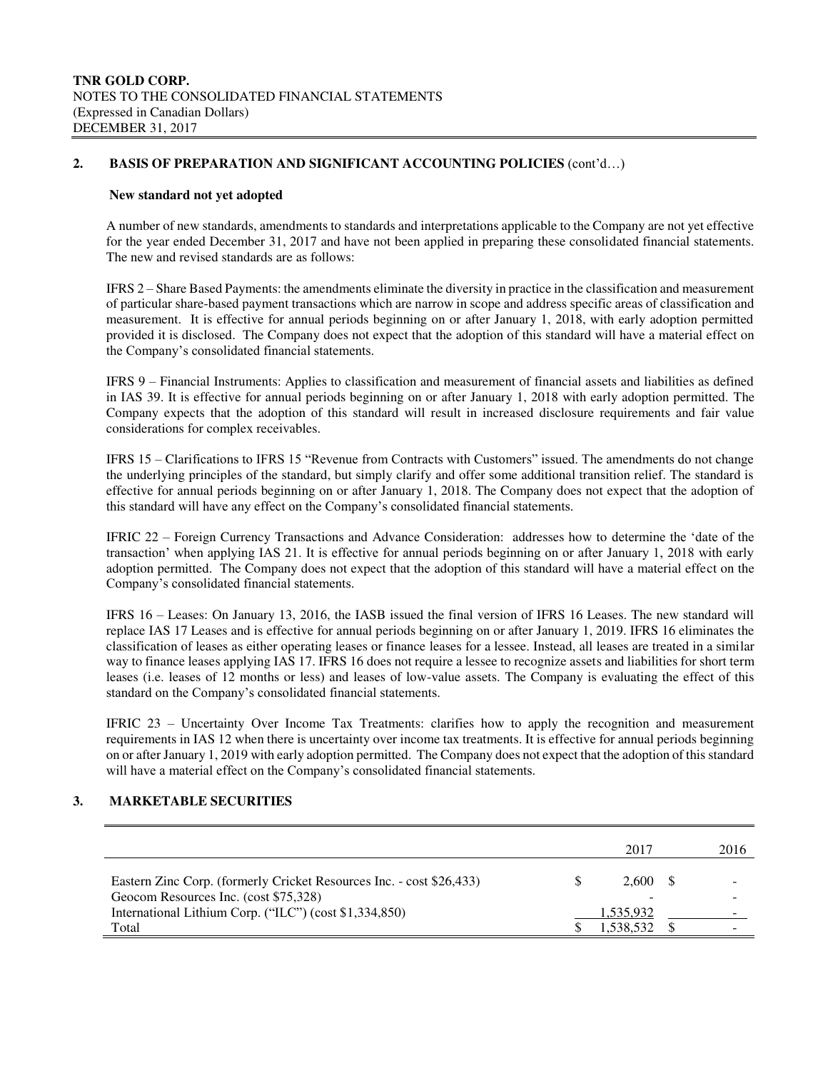**TNR GOLD CORP.**
NOTES TO THE CONSOLIDATED FINANCIAL STATEMENTS
(Expressed in Canadian Dollars)
DECEMBER 31, 2017

## 2. BASIS OF PREPARATION AND SIGNIFICANT ACCOUNTING POLICIES (cont'd…)

### New standard not yet adopted

A number of new standards, amendments to standards and interpretations applicable to the Company are not yet effective for the year ended December 31, 2017 and have not been applied in preparing these consolidated financial statements. The new and revised standards are as follows:

IFRS 2 – Share Based Payments: the amendments eliminate the diversity in practice in the classification and measurement of particular share-based payment transactions which are narrow in scope and address specific areas of classification and measurement. It is effective for annual periods beginning on or after January 1, 2018, with early adoption permitted provided it is disclosed. The Company does not expect that the adoption of this standard will have a material effect on the Company's consolidated financial statements.

IFRS 9 – Financial Instruments: Applies to classification and measurement of financial assets and liabilities as defined in IAS 39. It is effective for annual periods beginning on or after January 1, 2018 with early adoption permitted. The Company expects that the adoption of this standard will result in increased disclosure requirements and fair value considerations for complex receivables.

IFRS 15 – Clarifications to IFRS 15 "Revenue from Contracts with Customers" issued. The amendments do not change the underlying principles of the standard, but simply clarify and offer some additional transition relief. The standard is effective for annual periods beginning on or after January 1, 2018. The Company does not expect that the adoption of this standard will have any effect on the Company's consolidated financial statements.

IFRIC 22 – Foreign Currency Transactions and Advance Consideration: addresses how to determine the 'date of the transaction' when applying IAS 21. It is effective for annual periods beginning on or after January 1, 2018 with early adoption permitted. The Company does not expect that the adoption of this standard will have a material effect on the Company's consolidated financial statements.

IFRS 16 – Leases: On January 13, 2016, the IASB issued the final version of IFRS 16 Leases. The new standard will replace IAS 17 Leases and is effective for annual periods beginning on or after January 1, 2019. IFRS 16 eliminates the classification of leases as either operating leases or finance leases for a lessee. Instead, all leases are treated in a similar way to finance leases applying IAS 17. IFRS 16 does not require a lessee to recognize assets and liabilities for short term leases (i.e. leases of 12 months or less) and leases of low-value assets. The Company is evaluating the effect of this standard on the Company's consolidated financial statements.

IFRIC 23 – Uncertainty Over Income Tax Treatments: clarifies how to apply the recognition and measurement requirements in IAS 12 when there is uncertainty over income tax treatments. It is effective for annual periods beginning on or after January 1, 2019 with early adoption permitted. The Company does not expect that the adoption of this standard will have a material effect on the Company's consolidated financial statements.

## 3. MARKETABLE SECURITIES

| | 2017 | 2016 |
|---|---|---|
| Eastern Zinc Corp. (formerly Cricket Resources Inc. - cost $26,433) | $ 2,600 | $ - |
| Geocom Resources Inc. (cost $75,328) | - | - |
| International Lithium Corp. ("ILC") (cost $1,334,850) | 1,535,932 | - |
| Total | $ 1,538,532 | $ - |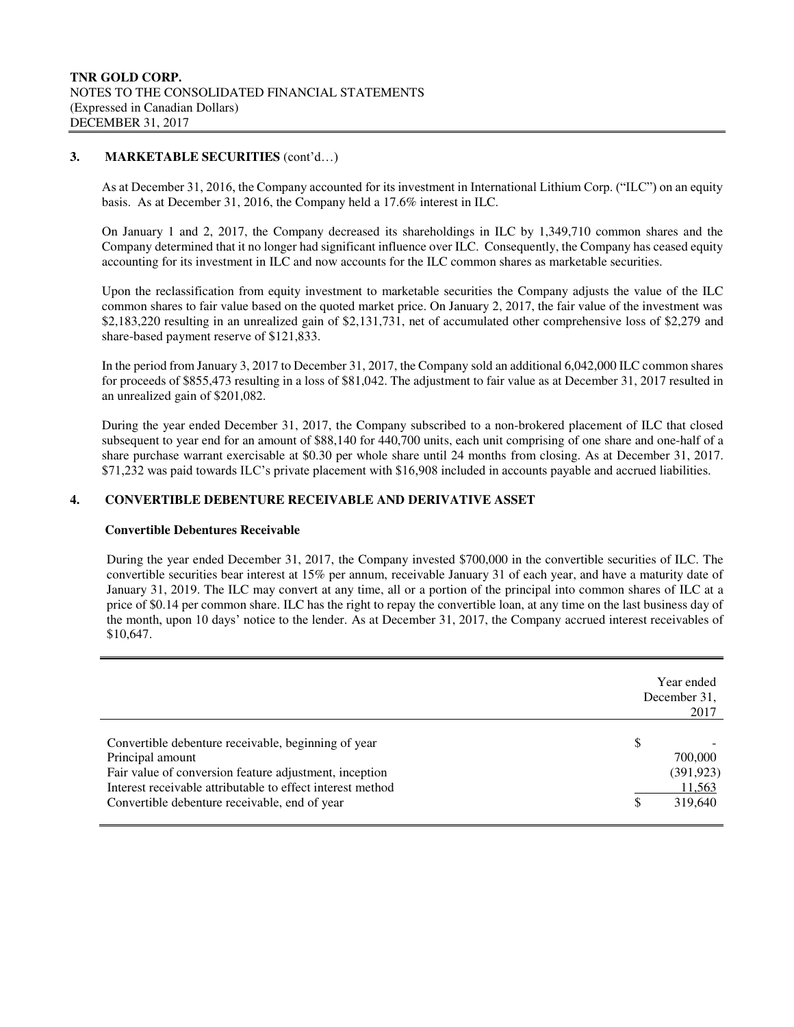## 3. MARKETABLE SECURITIES (cont'd…)

As at December 31, 2016, the Company accounted for its investment in International Lithium Corp. ("ILC") on an equity basis. As at December 31, 2016, the Company held a 17.6% interest in ILC.

On January 1 and 2, 2017, the Company decreased its shareholdings in ILC by 1,349,710 common shares and the Company determined that it no longer had significant influence over ILC. Consequently, the Company has ceased equity accounting for its investment in ILC and now accounts for the ILC common shares as marketable securities.

Upon the reclassification from equity investment to marketable securities the Company adjusts the value of the ILC common shares to fair value based on the quoted market price. On January 2, 2017, the fair value of the investment was $2,183,220 resulting in an unrealized gain of $2,131,731, net of accumulated other comprehensive loss of $2,279 and share-based payment reserve of $121,833.

In the period from January 3, 2017 to December 31, 2017, the Company sold an additional 6,042,000 ILC common shares for proceeds of $855,473 resulting in a loss of $81,042. The adjustment to fair value as at December 31, 2017 resulted in an unrealized gain of $201,082.

During the year ended December 31, 2017, the Company subscribed to a non-brokered placement of ILC that closed subsequent to year end for an amount of $88,140 for 440,700 units, each unit comprising of one share and one-half of a share purchase warrant exercisable at $0.30 per whole share until 24 months from closing. As at December 31, 2017. $71,232 was paid towards ILC's private placement with $16,908 included in accounts payable and accrued liabilities.

## 4. CONVERTIBLE DEBENTURE RECEIVABLE AND DERIVATIVE ASSET

### Convertible Debentures Receivable

During the year ended December 31, 2017, the Company invested $700,000 in the convertible securities of ILC. The convertible securities bear interest at 15% per annum, receivable January 31 of each year, and have a maturity date of January 31, 2019. The ILC may convert at any time, all or a portion of the principal into common shares of ILC at a price of $0.14 per common share. ILC has the right to repay the convertible loan, at any time on the last business day of the month, upon 10 days' notice to the lender. As at December 31, 2017, the Company accrued interest receivables of $10,647.

| | Year ended December 31, 2017 |
|---|---|
| Convertible debenture receivable, beginning of year | $ - |
| Principal amount | 700,000 |
| Fair value of conversion feature adjustment, inception | (391,923) |
| Interest receivable attributable to effect interest method | 11,563 |
| Convertible debenture receivable, end of year | $ 319,640 |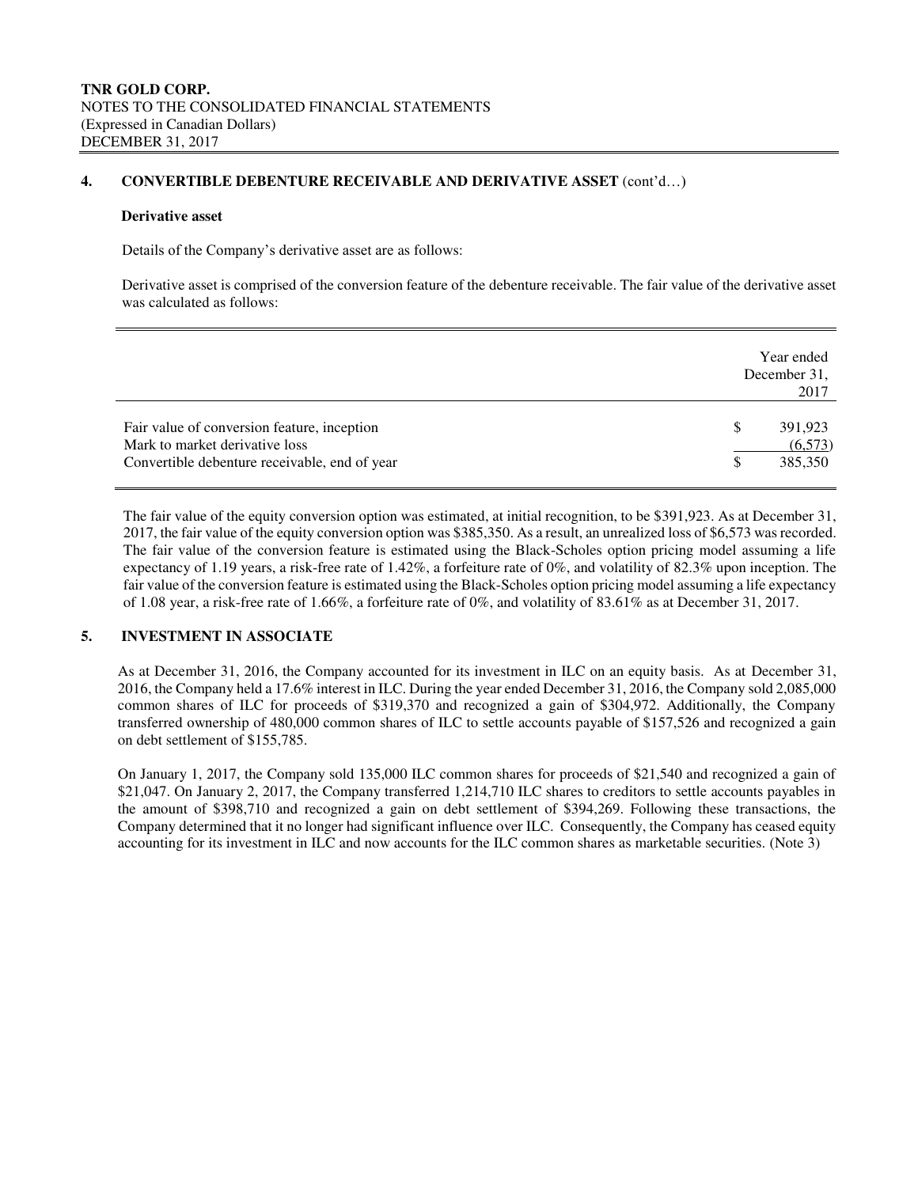## 4. CONVERTIBLE DEBENTURE RECEIVABLE AND DERIVATIVE ASSET (cont'd…)

**Derivative asset**

Details of the Company's derivative asset are as follows:

Derivative asset is comprised of the conversion feature of the debenture receivable. The fair value of the derivative asset was calculated as follows:

| | | Year ended December 31, 2017 |
|---|---|---|
| Fair value of conversion feature, inception | $ | 391,923 |
| Mark to market derivative loss | | (6,573) |
| Convertible debenture receivable, end of year | $ | 385,350 |

The fair value of the equity conversion option was estimated, at initial recognition, to be $391,923. As at December 31, 2017, the fair value of the equity conversion option was $385,350. As a result, an unrealized loss of $6,573 was recorded. The fair value of the conversion feature is estimated using the Black-Scholes option pricing model assuming a life expectancy of 1.19 years, a risk-free rate of 1.42%, a forfeiture rate of 0%, and volatility of 82.3% upon inception. The fair value of the conversion feature is estimated using the Black-Scholes option pricing model assuming a life expectancy of 1.08 year, a risk-free rate of 1.66%, a forfeiture rate of 0%, and volatility of 83.61% as at December 31, 2017.

## 5. INVESTMENT IN ASSOCIATE

As at December 31, 2016, the Company accounted for its investment in ILC on an equity basis. As at December 31, 2016, the Company held a 17.6% interest in ILC. During the year ended December 31, 2016, the Company sold 2,085,000 common shares of ILC for proceeds of $319,370 and recognized a gain of $304,972. Additionally, the Company transferred ownership of 480,000 common shares of ILC to settle accounts payable of $157,526 and recognized a gain on debt settlement of $155,785.

On January 1, 2017, the Company sold 135,000 ILC common shares for proceeds of $21,540 and recognized a gain of $21,047. On January 2, 2017, the Company transferred 1,214,710 ILC shares to creditors to settle accounts payables in the amount of $398,710 and recognized a gain on debt settlement of $394,269. Following these transactions, the Company determined that it no longer had significant influence over ILC. Consequently, the Company has ceased equity accounting for its investment in ILC and now accounts for the ILC common shares as marketable securities. (Note 3)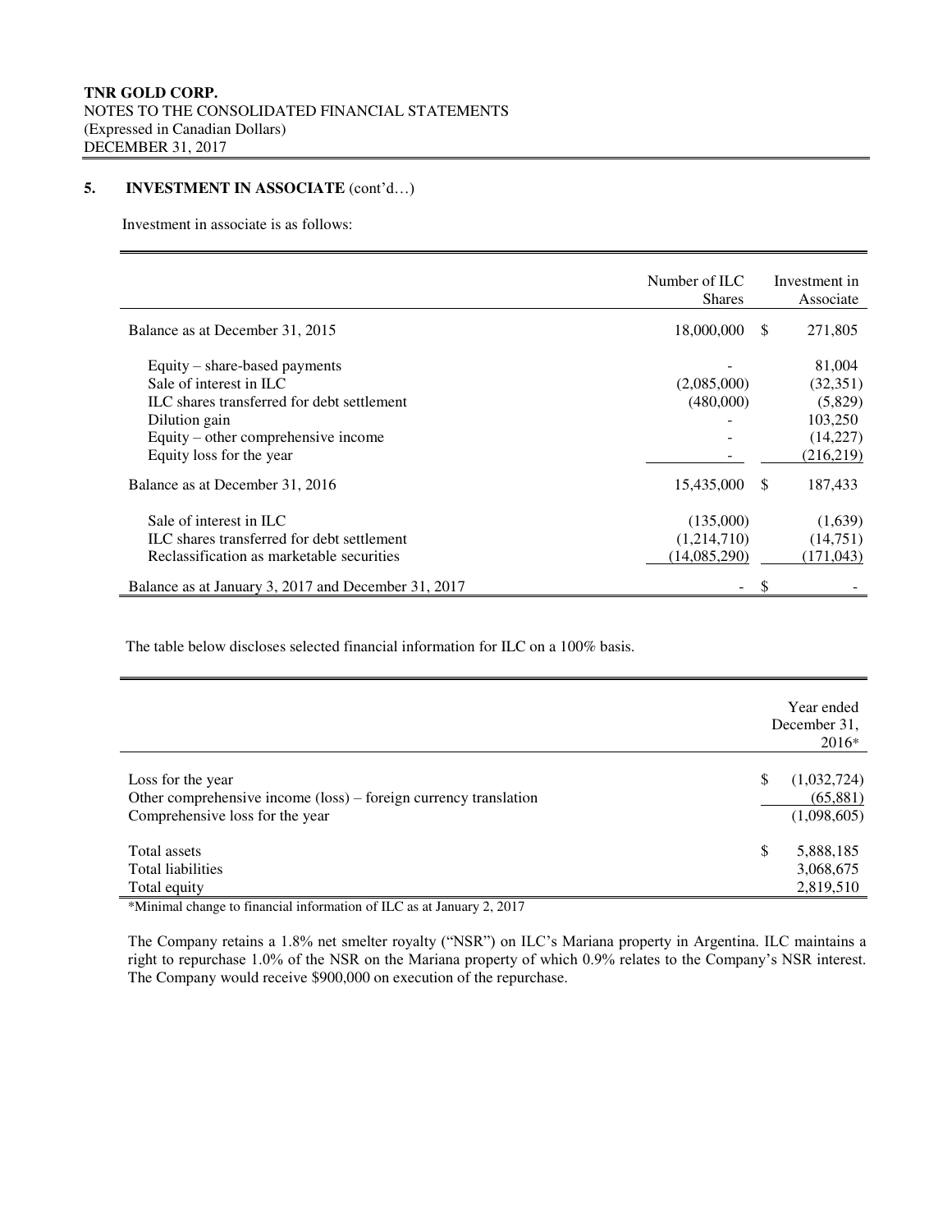## 5. INVESTMENT IN ASSOCIATE (cont'd…)

Investment in associate is as follows:

| | Number of ILC Shares | Investment in Associate |
|---|---|---|
| Balance as at December 31, 2015 | 18,000,000 | $ 271,805 |
| Equity – share-based payments | - | 81,004 |
| Sale of interest in ILC | (2,085,000) | (32,351) |
| ILC shares transferred for debt settlement | (480,000) | (5,829) |
| Dilution gain | - | 103,250 |
| Equity – other comprehensive income | - | (14,227) |
| Equity loss for the year | - | (216,219) |
| Balance as at December 31, 2016 | 15,435,000 | $ 187,433 |
| Sale of interest in ILC | (135,000) | (1,639) |
| ILC shares transferred for debt settlement | (1,214,710) | (14,751) |
| Reclassification as marketable securities | (14,085,290) | (171,043) |
| Balance as at January 3, 2017 and December 31, 2017 | - | $ - |

The table below discloses selected financial information for ILC on a 100% basis.

| | Year ended December 31, 2016* |
|---|---|
| Loss for the year | $ (1,032,724) |
| Other comprehensive income (loss) – foreign currency translation | (65,881) |
| Comprehensive loss for the year | (1,098,605) |
| Total assets | $ 5,888,185 |
| Total liabilities | 3,068,675 |
| Total equity | 2,819,510 |

*Minimal change to financial information of ILC as at January 2, 2017

The Company retains a 1.8% net smelter royalty ("NSR") on ILC's Mariana property in Argentina. ILC maintains a right to repurchase 1.0% of the NSR on the Mariana property of which 0.9% relates to the Company's NSR interest. The Company would receive $900,000 on execution of the repurchase.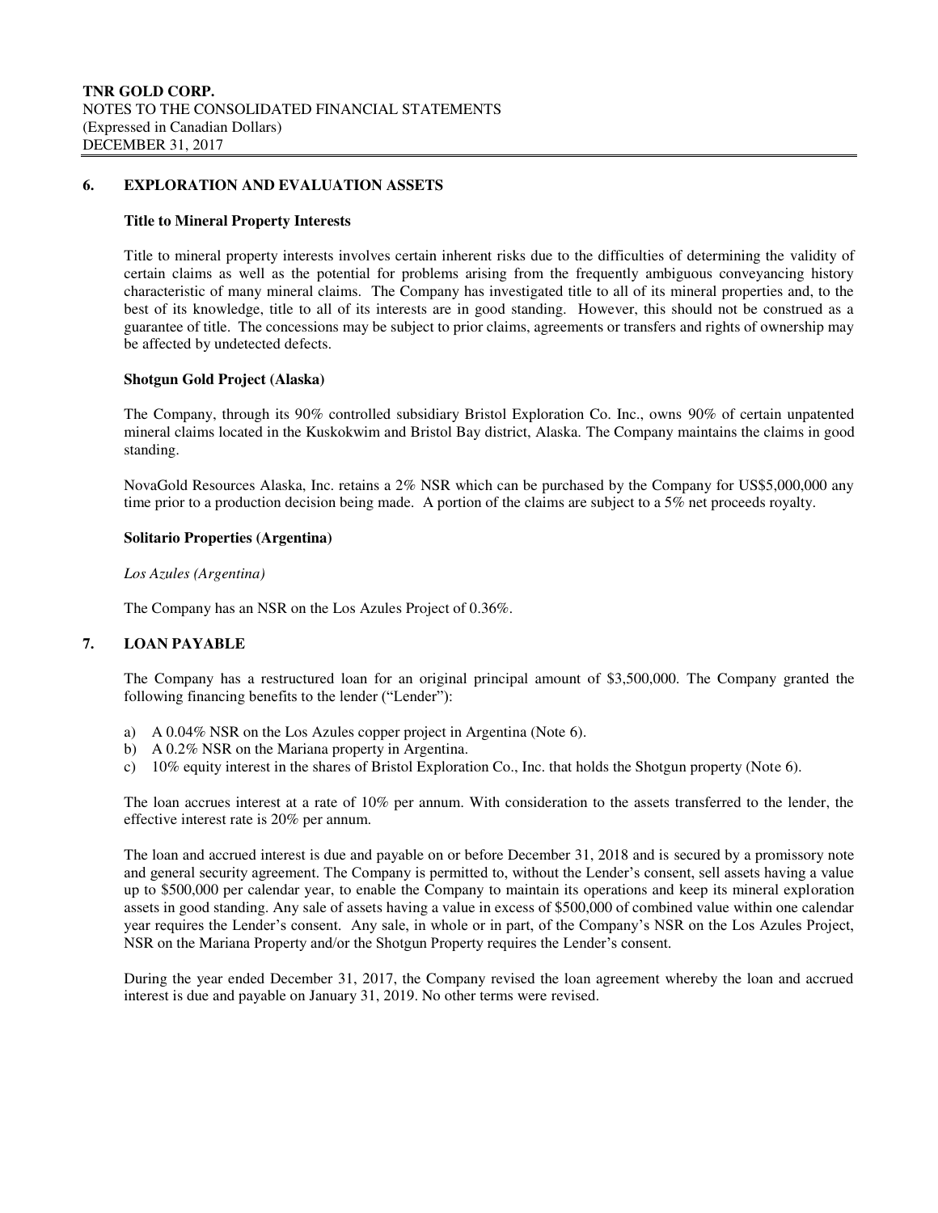## 6. EXPLORATION AND EVALUATION ASSETS

**Title to Mineral Property Interests**

Title to mineral property interests involves certain inherent risks due to the difficulties of determining the validity of certain claims as well as the potential for problems arising from the frequently ambiguous conveyancing history characteristic of many mineral claims. The Company has investigated title to all of its mineral properties and, to the best of its knowledge, title to all of its interests are in good standing. However, this should not be construed as a guarantee of title. The concessions may be subject to prior claims, agreements or transfers and rights of ownership may be affected by undetected defects.

**Shotgun Gold Project (Alaska)**

The Company, through its 90% controlled subsidiary Bristol Exploration Co. Inc., owns 90% of certain unpatented mineral claims located in the Kuskokwim and Bristol Bay district, Alaska. The Company maintains the claims in good standing.

NovaGold Resources Alaska, Inc. retains a 2% NSR which can be purchased by the Company for US$5,000,000 any time prior to a production decision being made. A portion of the claims are subject to a 5% net proceeds royalty.

**Solitario Properties (Argentina)**

*Los Azules (Argentina)*

The Company has an NSR on the Los Azules Project of 0.36%.

## 7. LOAN PAYABLE

The Company has a restructured loan for an original principal amount of $3,500,000. The Company granted the following financing benefits to the lender ("Lender"):

a) A 0.04% NSR on the Los Azules copper project in Argentina (Note 6).
b) A 0.2% NSR on the Mariana property in Argentina.
c) 10% equity interest in the shares of Bristol Exploration Co., Inc. that holds the Shotgun property (Note 6).

The loan accrues interest at a rate of 10% per annum. With consideration to the assets transferred to the lender, the effective interest rate is 20% per annum.

The loan and accrued interest is due and payable on or before December 31, 2018 and is secured by a promissory note and general security agreement. The Company is permitted to, without the Lender's consent, sell assets having a value up to $500,000 per calendar year, to enable the Company to maintain its operations and keep its mineral exploration assets in good standing. Any sale of assets having a value in excess of $500,000 of combined value within one calendar year requires the Lender's consent. Any sale, in whole or in part, of the Company's NSR on the Los Azules Project, NSR on the Mariana Property and/or the Shotgun Property requires the Lender's consent.

During the year ended December 31, 2017, the Company revised the loan agreement whereby the loan and accrued interest is due and payable on January 31, 2019. No other terms were revised.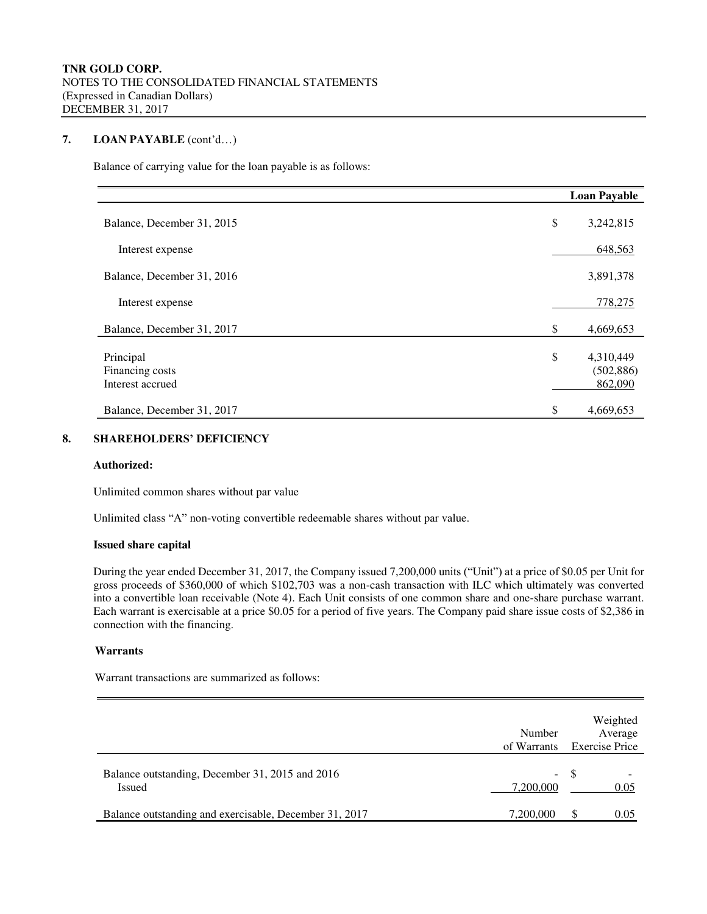## 7. LOAN PAYABLE (cont'd…)

Balance of carrying value for the loan payable is as follows:

| | | Loan Payable |
|---|---|---|
| Balance, December 31, 2015 | $ | 3,242,815 |
| Interest expense | | 648,563 |
| Balance, December 31, 2016 | | 3,891,378 |
| Interest expense | | 778,275 |
| Balance, December 31, 2017 | $ | 4,669,653 |
| Principal | $ | 4,310,449 |
| Financing costs | | (502,886) |
| Interest accrued | | 862,090 |
| Balance, December 31, 2017 | $ | 4,669,653 |

## 8. SHAREHOLDERS' DEFICIENCY

**Authorized:**

Unlimited common shares without par value

Unlimited class "A" non-voting convertible redeemable shares without par value.

**Issued share capital**

During the year ended December 31, 2017, the Company issued 7,200,000 units ("Unit") at a price of $0.05 per Unit for gross proceeds of $360,000 of which $102,703 was a non-cash transaction with ILC which ultimately was converted into a convertible loan receivable (Note 4). Each Unit consists of one common share and one-share purchase warrant. Each warrant is exercisable at a price $0.05 for a period of five years. The Company paid share issue costs of $2,386 in connection with the financing.

**Warrants**

Warrant transactions are summarized as follows:

| | Number of Warrants | Weighted Average Exercise Price |
|---|---|---|
| Balance outstanding, December 31, 2015 and 2016 | - | $ - |
| Issued | 7,200,000 | 0.05 |
| Balance outstanding and exercisable, December 31, 2017 | 7,200,000 | $ 0.05 |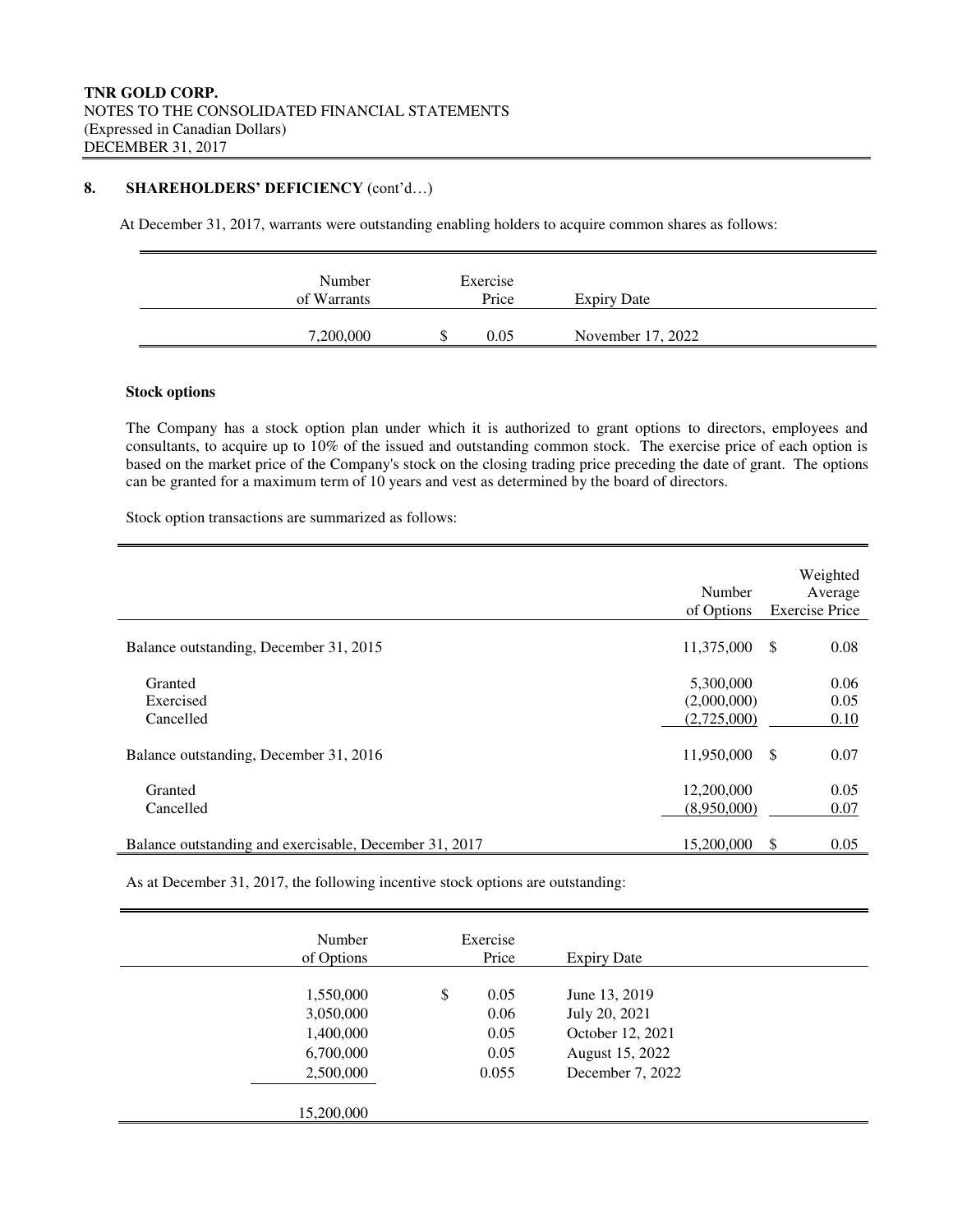## 8. SHAREHOLDERS' DEFICIENCY (cont'd…)

At December 31, 2017, warrants were outstanding enabling holders to acquire common shares as follows:

| Number of Warrants | Exercise Price | Expiry Date |
|---|---|---|
| 7,200,000 | $ 0.05 | November 17, 2022 |

**Stock options**

The Company has a stock option plan under which it is authorized to grant options to directors, employees and consultants, to acquire up to 10% of the issued and outstanding common stock. The exercise price of each option is based on the market price of the Company's stock on the closing trading price preceding the date of grant. The options can be granted for a maximum term of 10 years and vest as determined by the board of directors.

Stock option transactions are summarized as follows:

| | Number of Options | Weighted Average Exercise Price |
|---|---|---|
| Balance outstanding, December 31, 2015 | 11,375,000 | $ 0.08 |
| Granted | 5,300,000 | 0.06 |
| Exercised | (2,000,000) | 0.05 |
| Cancelled | (2,725,000) | 0.10 |
| Balance outstanding, December 31, 2016 | 11,950,000 | $ 0.07 |
| Granted | 12,200,000 | 0.05 |
| Cancelled | (8,950,000) | 0.07 |
| Balance outstanding and exercisable, December 31, 2017 | 15,200,000 | $ 0.05 |

As at December 31, 2017, the following incentive stock options are outstanding:

| Number of Options | Exercise Price | Expiry Date |
|---|---|---|
| 1,550,000 | $ 0.05 | June 13, 2019 |
| 3,050,000 | 0.06 | July 20, 2021 |
| 1,400,000 | 0.05 | October 12, 2021 |
| 6,700,000 | 0.05 | August 15, 2022 |
| 2,500,000 | 0.055 | December 7, 2022 |
| 15,200,000 | | |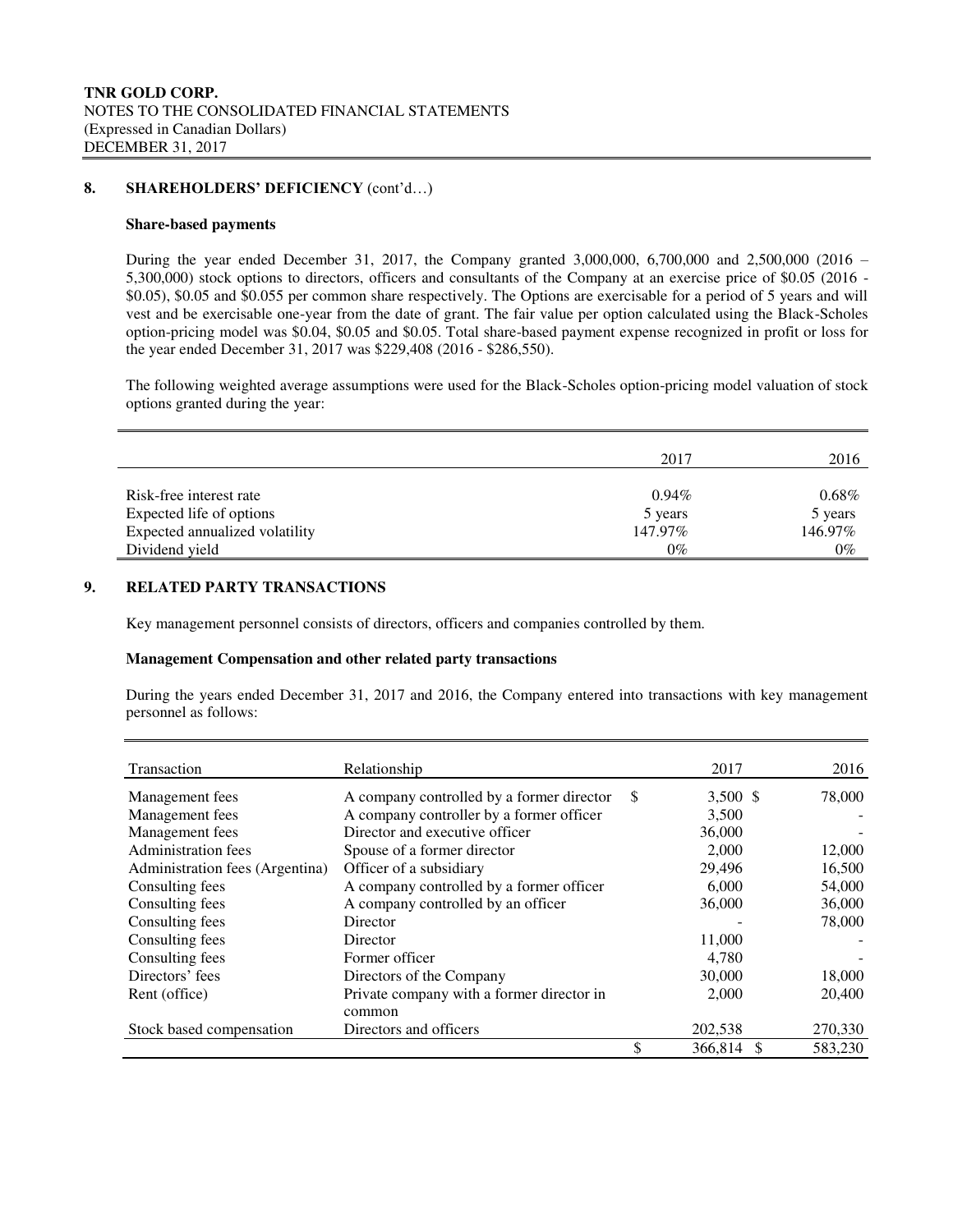TNR GOLD CORP.
NOTES TO THE CONSOLIDATED FINANCIAL STATEMENTS
(Expressed in Canadian Dollars)
DECEMBER 31, 2017

## 8. SHAREHOLDERS' DEFICIENCY (cont'd…)

### Share-based payments

During the year ended December 31, 2017, the Company granted 3,000,000, 6,700,000 and 2,500,000 (2016 – 5,300,000) stock options to directors, officers and consultants of the Company at an exercise price of $0.05 (2016 - $0.05), $0.05 and $0.055 per common share respectively. The Options are exercisable for a period of 5 years and will vest and be exercisable one-year from the date of grant. The fair value per option calculated using the Black-Scholes option-pricing model was $0.04, $0.05 and $0.05. Total share-based payment expense recognized in profit or loss for the year ended December 31, 2017 was $229,408 (2016 - $286,550).

The following weighted average assumptions were used for the Black-Scholes option-pricing model valuation of stock options granted during the year:

| | 2017 | 2016 |
|---|---|---|
| Risk-free interest rate | 0.94% | 0.68% |
| Expected life of options | 5 years | 5 years |
| Expected annualized volatility | 147.97% | 146.97% |
| Dividend yield | 0% | 0% |

## 9. RELATED PARTY TRANSACTIONS

Key management personnel consists of directors, officers and companies controlled by them.

### Management Compensation and other related party transactions

During the years ended December 31, 2017 and 2016, the Company entered into transactions with key management personnel as follows:

| Transaction | Relationship | 2017 | 2016 |
|---|---|---|---|
| Management fees | A company controlled by a former director | $ 3,500 | $ 78,000 |
| Management fees | A company controller by a former officer | 3,500 | - |
| Management fees | Director and executive officer | 36,000 | - |
| Administration fees | Spouse of a former director | 2,000 | 12,000 |
| Administration fees (Argentina) | Officer of a subsidiary | 29,496 | 16,500 |
| Consulting fees | A company controlled by a former officer | 6,000 | 54,000 |
| Consulting fees | A company controlled by an officer | 36,000 | 36,000 |
| Consulting fees | Director | - | 78,000 |
| Consulting fees | Director | 11,000 | - |
| Consulting fees | Former officer | 4,780 | - |
| Directors' fees | Directors of the Company | 30,000 | 18,000 |
| Rent (office) | Private company with a former director in common | 2,000 | 20,400 |
| Stock based compensation | Directors and officers | 202,538 | 270,330 |
| | | $ 366,814 | $ 583,230 |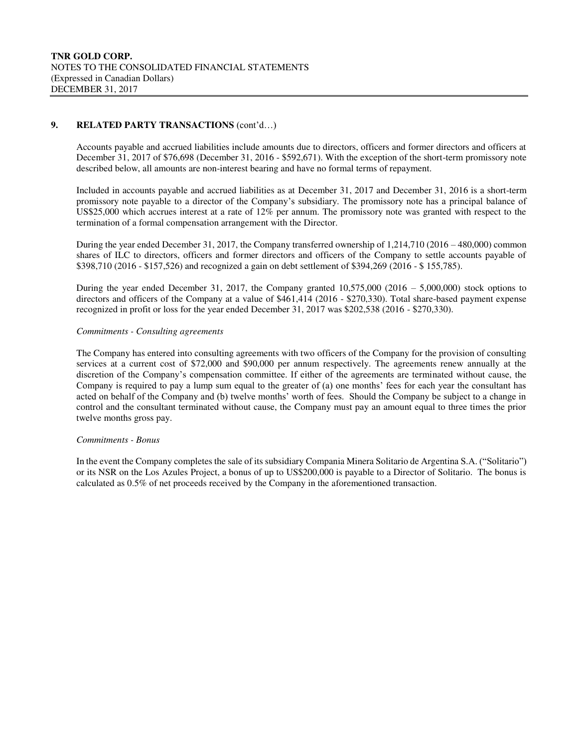## 9. RELATED PARTY TRANSACTIONS (cont'd…)

Accounts payable and accrued liabilities include amounts due to directors, officers and former directors and officers at December 31, 2017 of $76,698 (December 31, 2016 - $592,671). With the exception of the short-term promissory note described below, all amounts are non-interest bearing and have no formal terms of repayment.

Included in accounts payable and accrued liabilities as at December 31, 2017 and December 31, 2016 is a short-term promissory note payable to a director of the Company's subsidiary. The promissory note has a principal balance of US$25,000 which accrues interest at a rate of 12% per annum. The promissory note was granted with respect to the termination of a formal compensation arrangement with the Director.

During the year ended December 31, 2017, the Company transferred ownership of 1,214,710 (2016 – 480,000) common shares of ILC to directors, officers and former directors and officers of the Company to settle accounts payable of $398,710 (2016 - $157,526) and recognized a gain on debt settlement of $394,269 (2016 - $ 155,785).

During the year ended December 31, 2017, the Company granted 10,575,000 (2016 – 5,000,000) stock options to directors and officers of the Company at a value of $461,414 (2016 - $270,330). Total share-based payment expense recognized in profit or loss for the year ended December 31, 2017 was $202,538 (2016 - $270,330).

*Commitments - Consulting agreements*

The Company has entered into consulting agreements with two officers of the Company for the provision of consulting services at a current cost of $72,000 and $90,000 per annum respectively. The agreements renew annually at the discretion of the Company's compensation committee. If either of the agreements are terminated without cause, the Company is required to pay a lump sum equal to the greater of (a) one months' fees for each year the consultant has acted on behalf of the Company and (b) twelve months' worth of fees. Should the Company be subject to a change in control and the consultant terminated without cause, the Company must pay an amount equal to three times the prior twelve months gross pay.

*Commitments - Bonus*

In the event the Company completes the sale of its subsidiary Compania Minera Solitario de Argentina S.A. ("Solitario") or its NSR on the Los Azules Project, a bonus of up to US$200,000 is payable to a Director of Solitario. The bonus is calculated as 0.5% of net proceeds received by the Company in the aforementioned transaction.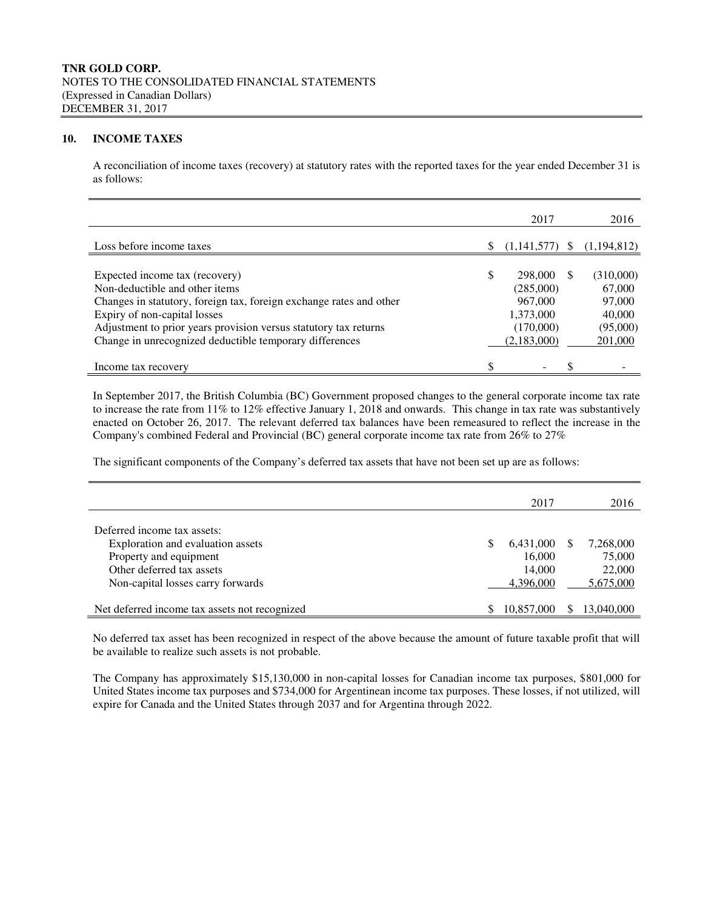**TNR GOLD CORP.**
NOTES TO THE CONSOLIDATED FINANCIAL STATEMENTS
(Expressed in Canadian Dollars)
DECEMBER 31, 2017

## 10. INCOME TAXES

A reconciliation of income taxes (recovery) at statutory rates with the reported taxes for the year ended December 31 is as follows:

| | 2017 | 2016 |
|---|---|---|
| Loss before income taxes | $ (1,141,577) | $ (1,194,812) |
| | | |
| Expected income tax (recovery) | $ 298,000 | $ (310,000) |
| Non-deductible and other items | (285,000) | 67,000 |
| Changes in statutory, foreign tax, foreign exchange rates and other | 967,000 | 97,000 |
| Expiry of non-capital losses | 1,373,000 | 40,000 |
| Adjustment to prior years provision versus statutory tax returns | (170,000) | (95,000) |
| Change in unrecognized deductible temporary differences | (2,183,000) | 201,000 |
| | | |
| Income tax recovery | $ - | $ - |

In September 2017, the British Columbia (BC) Government proposed changes to the general corporate income tax rate to increase the rate from 11% to 12% effective January 1, 2018 and onwards. This change in tax rate was substantively enacted on October 26, 2017. The relevant deferred tax balances have been remeasured to reflect the increase in the Company's combined Federal and Provincial (BC) general corporate income tax rate from 26% to 27%

The significant components of the Company's deferred tax assets that have not been set up are as follows:

| | 2017 | 2016 |
|---|---|---|
| Deferred income tax assets: | | |
| Exploration and evaluation assets | $ 6,431,000 | $ 7,268,000 |
| Property and equipment | 16,000 | 75,000 |
| Other deferred tax assets | 14,000 | 22,000 |
| Non-capital losses carry forwards | 4,396,000 | 5,675,000 |
| | | |
| Net deferred income tax assets not recognized | $ 10,857,000 | $ 13,040,000 |

No deferred tax asset has been recognized in respect of the above because the amount of future taxable profit that will be available to realize such assets is not probable.

The Company has approximately $15,130,000 in non-capital losses for Canadian income tax purposes, $801,000 for United States income tax purposes and $734,000 for Argentinean income tax purposes. These losses, if not utilized, will expire for Canada and the United States through 2037 and for Argentina through 2022.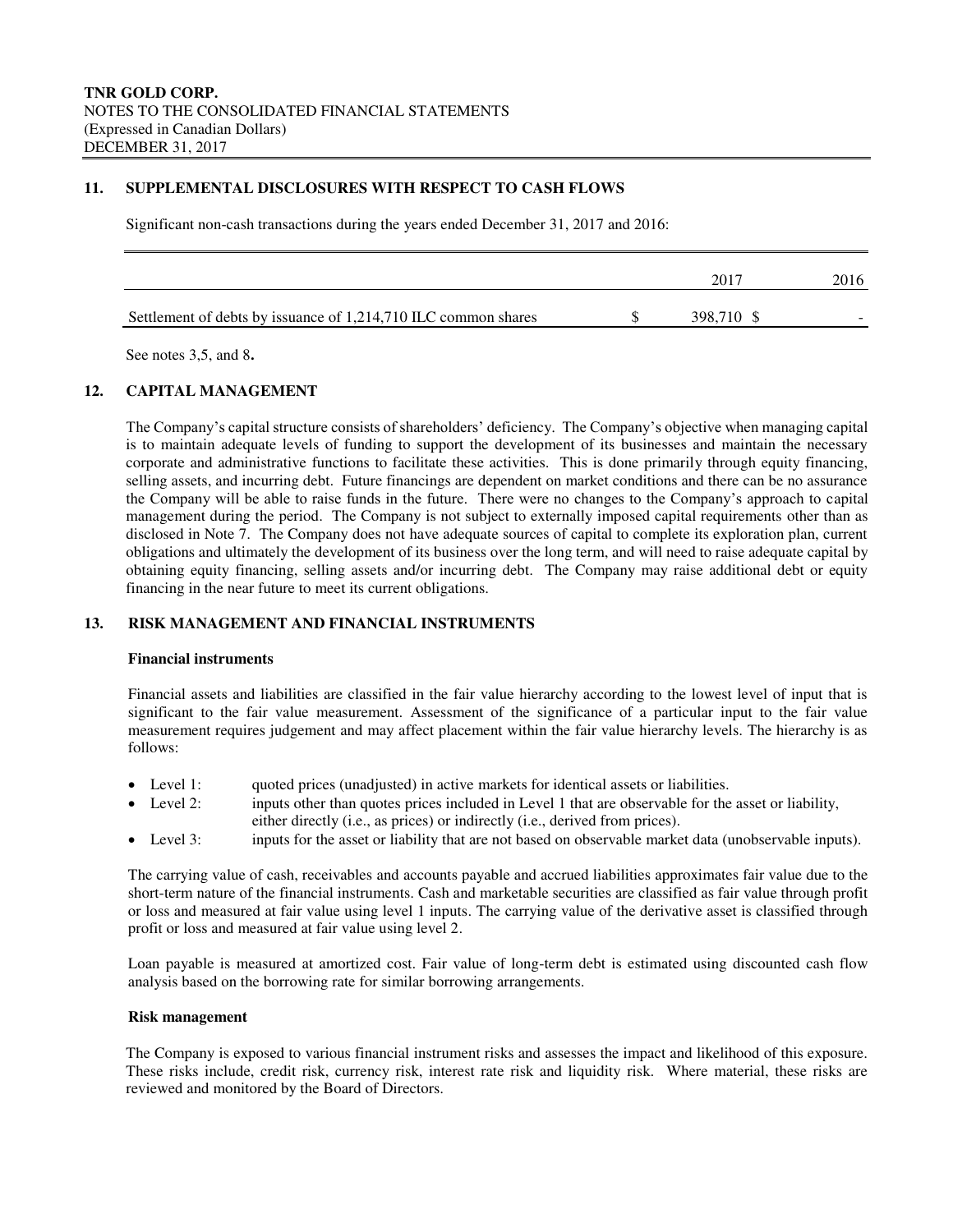**TNR GOLD CORP.**
NOTES TO THE CONSOLIDATED FINANCIAL STATEMENTS
(Expressed in Canadian Dollars)
DECEMBER 31, 2017

## 11. SUPPLEMENTAL DISCLOSURES WITH RESPECT TO CASH FLOWS

Significant non-cash transactions during the years ended December 31, 2017 and 2016:

| | 2017 | 2016 |
|---|---|---|
| Settlement of debts by issuance of 1,214,710 ILC common shares | $ 398,710 | $ - |

See notes 3,5, and 8**.**

## 12. CAPITAL MANAGEMENT

The Company's capital structure consists of shareholders' deficiency. The Company's objective when managing capital is to maintain adequate levels of funding to support the development of its businesses and maintain the necessary corporate and administrative functions to facilitate these activities. This is done primarily through equity financing, selling assets, and incurring debt. Future financings are dependent on market conditions and there can be no assurance the Company will be able to raise funds in the future. There were no changes to the Company's approach to capital management during the period. The Company is not subject to externally imposed capital requirements other than as disclosed in Note 7. The Company does not have adequate sources of capital to complete its exploration plan, current obligations and ultimately the development of its business over the long term, and will need to raise adequate capital by obtaining equity financing, selling assets and/or incurring debt. The Company may raise additional debt or equity financing in the near future to meet its current obligations.

## 13. RISK MANAGEMENT AND FINANCIAL INSTRUMENTS

### Financial instruments

Financial assets and liabilities are classified in the fair value hierarchy according to the lowest level of input that is significant to the fair value measurement. Assessment of the significance of a particular input to the fair value measurement requires judgement and may affect placement within the fair value hierarchy levels. The hierarchy is as follows:

- Level 1: quoted prices (unadjusted) in active markets for identical assets or liabilities.
- Level 2: inputs other than quotes prices included in Level 1 that are observable for the asset or liability, either directly (i.e., as prices) or indirectly (i.e., derived from prices).
- Level 3: inputs for the asset or liability that are not based on observable market data (unobservable inputs).

The carrying value of cash, receivables and accounts payable and accrued liabilities approximates fair value due to the short-term nature of the financial instruments. Cash and marketable securities are classified as fair value through profit or loss and measured at fair value using level 1 inputs. The carrying value of the derivative asset is classified through profit or loss and measured at fair value using level 2.

Loan payable is measured at amortized cost. Fair value of long-term debt is estimated using discounted cash flow analysis based on the borrowing rate for similar borrowing arrangements.

### Risk management

The Company is exposed to various financial instrument risks and assesses the impact and likelihood of this exposure. These risks include, credit risk, currency risk, interest rate risk and liquidity risk. Where material, these risks are reviewed and monitored by the Board of Directors.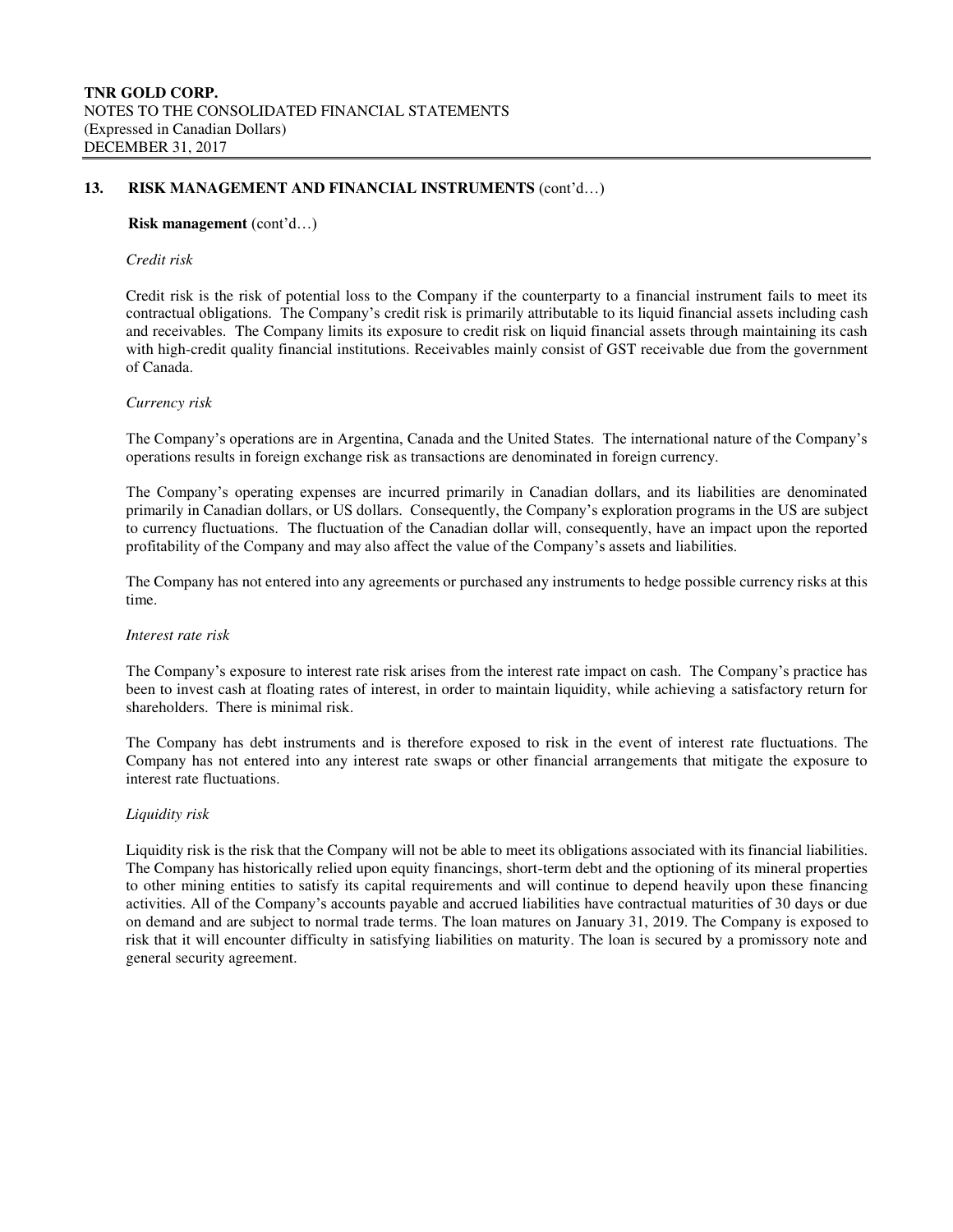## 13. RISK MANAGEMENT AND FINANCIAL INSTRUMENTS (cont'd…)

**Risk management** (cont'd…)

*Credit risk*

Credit risk is the risk of potential loss to the Company if the counterparty to a financial instrument fails to meet its contractual obligations. The Company's credit risk is primarily attributable to its liquid financial assets including cash and receivables. The Company limits its exposure to credit risk on liquid financial assets through maintaining its cash with high-credit quality financial institutions. Receivables mainly consist of GST receivable due from the government of Canada.

*Currency risk*

The Company's operations are in Argentina, Canada and the United States. The international nature of the Company's operations results in foreign exchange risk as transactions are denominated in foreign currency.

The Company's operating expenses are incurred primarily in Canadian dollars, and its liabilities are denominated primarily in Canadian dollars, or US dollars. Consequently, the Company's exploration programs in the US are subject to currency fluctuations. The fluctuation of the Canadian dollar will, consequently, have an impact upon the reported profitability of the Company and may also affect the value of the Company's assets and liabilities.

The Company has not entered into any agreements or purchased any instruments to hedge possible currency risks at this time.

*Interest rate risk*

The Company's exposure to interest rate risk arises from the interest rate impact on cash. The Company's practice has been to invest cash at floating rates of interest, in order to maintain liquidity, while achieving a satisfactory return for shareholders. There is minimal risk.

The Company has debt instruments and is therefore exposed to risk in the event of interest rate fluctuations. The Company has not entered into any interest rate swaps or other financial arrangements that mitigate the exposure to interest rate fluctuations.

*Liquidity risk*

Liquidity risk is the risk that the Company will not be able to meet its obligations associated with its financial liabilities. The Company has historically relied upon equity financings, short-term debt and the optioning of its mineral properties to other mining entities to satisfy its capital requirements and will continue to depend heavily upon these financing activities. All of the Company's accounts payable and accrued liabilities have contractual maturities of 30 days or due on demand and are subject to normal trade terms. The loan matures on January 31, 2019. The Company is exposed to risk that it will encounter difficulty in satisfying liabilities on maturity. The loan is secured by a promissory note and general security agreement.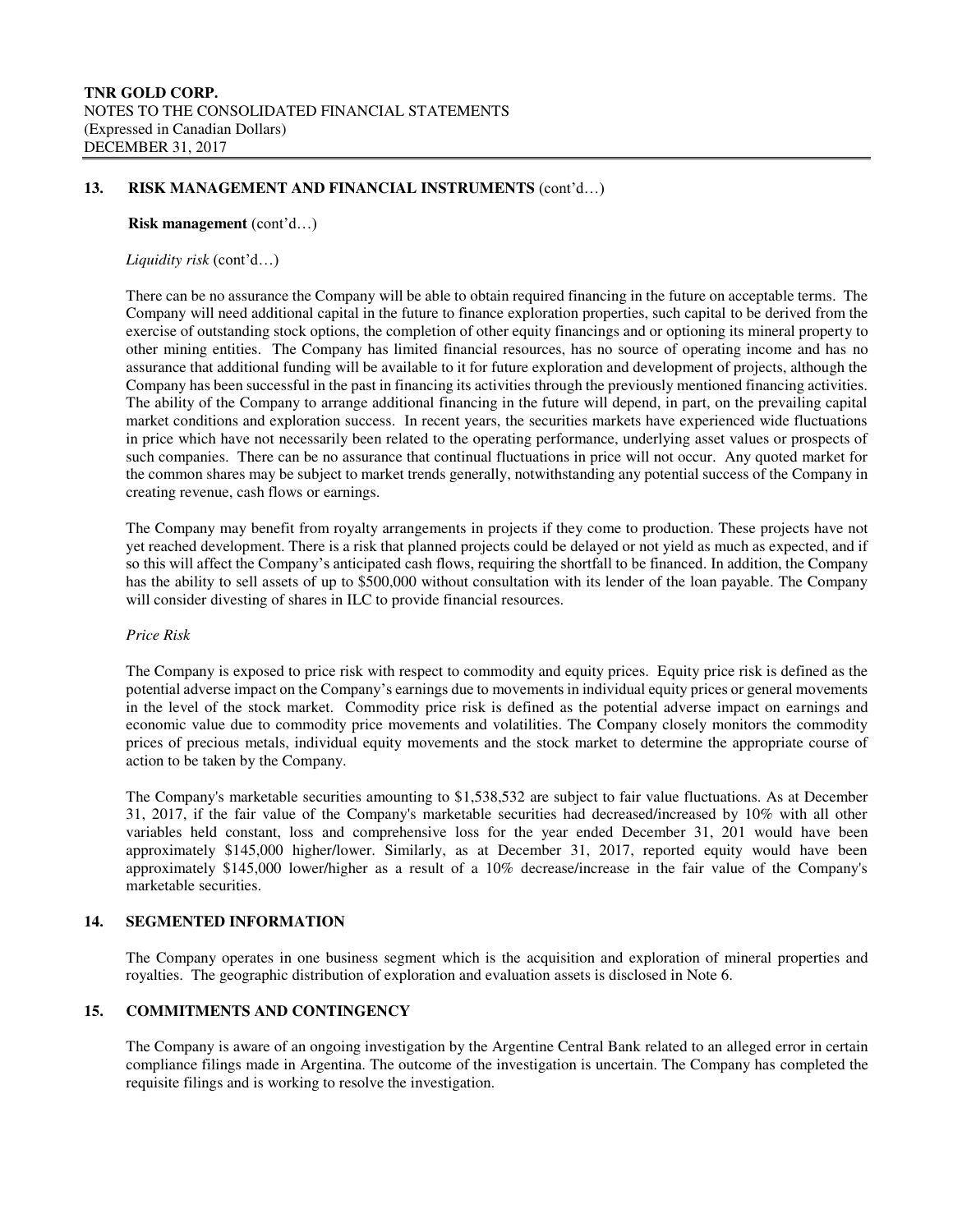## 13. RISK MANAGEMENT AND FINANCIAL INSTRUMENTS (cont'd…)

**Risk management** (cont'd…)

*Liquidity risk* (cont'd…)

There can be no assurance the Company will be able to obtain required financing in the future on acceptable terms. The Company will need additional capital in the future to finance exploration properties, such capital to be derived from the exercise of outstanding stock options, the completion of other equity financings and or optioning its mineral property to other mining entities. The Company has limited financial resources, has no source of operating income and has no assurance that additional funding will be available to it for future exploration and development of projects, although the Company has been successful in the past in financing its activities through the previously mentioned financing activities. The ability of the Company to arrange additional financing in the future will depend, in part, on the prevailing capital market conditions and exploration success. In recent years, the securities markets have experienced wide fluctuations in price which have not necessarily been related to the operating performance, underlying asset values or prospects of such companies. There can be no assurance that continual fluctuations in price will not occur. Any quoted market for the common shares may be subject to market trends generally, notwithstanding any potential success of the Company in creating revenue, cash flows or earnings.

The Company may benefit from royalty arrangements in projects if they come to production. These projects have not yet reached development. There is a risk that planned projects could be delayed or not yield as much as expected, and if so this will affect the Company's anticipated cash flows, requiring the shortfall to be financed. In addition, the Company has the ability to sell assets of up to $500,000 without consultation with its lender of the loan payable. The Company will consider divesting of shares in ILC to provide financial resources.

*Price Risk*

The Company is exposed to price risk with respect to commodity and equity prices. Equity price risk is defined as the potential adverse impact on the Company's earnings due to movements in individual equity prices or general movements in the level of the stock market. Commodity price risk is defined as the potential adverse impact on earnings and economic value due to commodity price movements and volatilities. The Company closely monitors the commodity prices of precious metals, individual equity movements and the stock market to determine the appropriate course of action to be taken by the Company.

The Company's marketable securities amounting to $1,538,532 are subject to fair value fluctuations. As at December 31, 2017, if the fair value of the Company's marketable securities had decreased/increased by 10% with all other variables held constant, loss and comprehensive loss for the year ended December 31, 201 would have been approximately $145,000 higher/lower. Similarly, as at December 31, 2017, reported equity would have been approximately $145,000 lower/higher as a result of a 10% decrease/increase in the fair value of the Company's marketable securities.

## 14. SEGMENTED INFORMATION

The Company operates in one business segment which is the acquisition and exploration of mineral properties and royalties. The geographic distribution of exploration and evaluation assets is disclosed in Note 6.

## 15. COMMITMENTS AND CONTINGENCY

The Company is aware of an ongoing investigation by the Argentine Central Bank related to an alleged error in certain compliance filings made in Argentina. The outcome of the investigation is uncertain. The Company has completed the requisite filings and is working to resolve the investigation.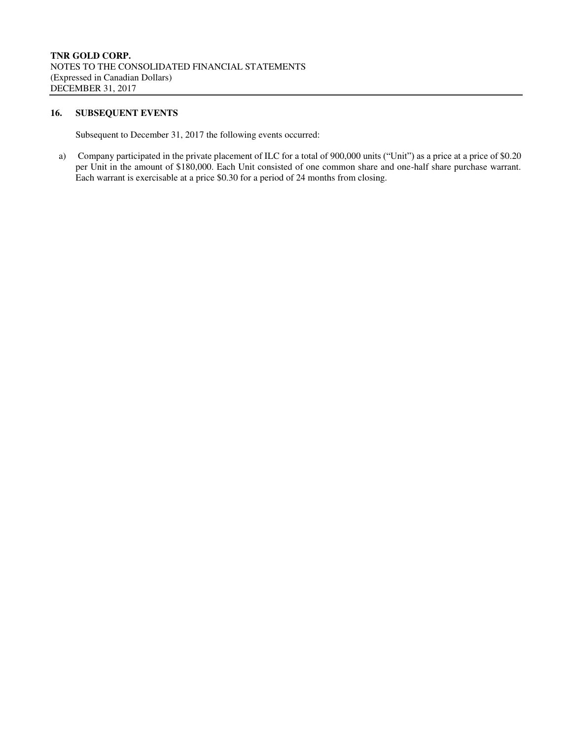## 16. SUBSEQUENT EVENTS

Subsequent to December 31, 2017 the following events occurred:

a) Company participated in the private placement of ILC for a total of 900,000 units ("Unit") as a price at a price of $0.20 per Unit in the amount of $180,000. Each Unit consisted of one common share and one-half share purchase warrant. Each warrant is exercisable at a price $0.30 for a period of 24 months from closing.